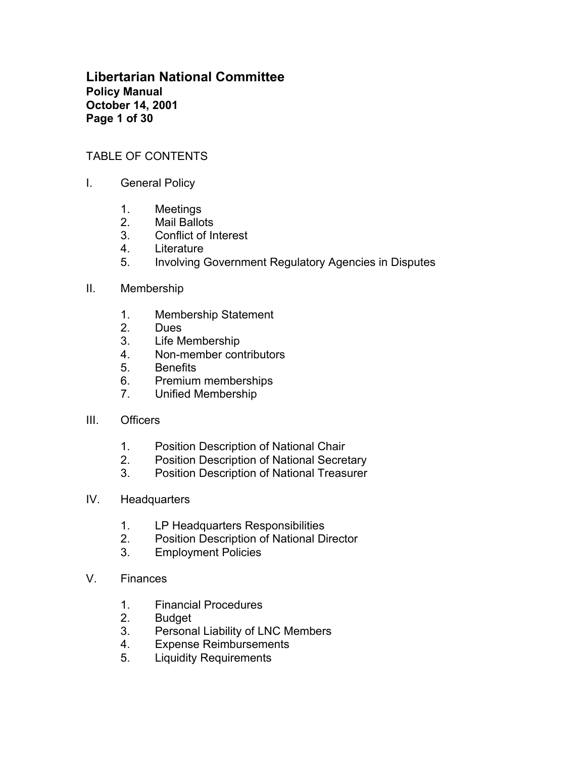# Libertarian National Committee

**Policy Manual**
**October 14, 2001**

TABLE OF CONTENTS

I. General Policy

1. Meetings
2. Mail Ballots
3. Conflict of Interest
4. Literature
5. Involving Government Regulatory Agencies in Disputes

II. Membership

1. Membership Statement
2. Dues
3. Life Membership
4. Non-member contributors
5. Benefits
6. Premium memberships
7. Unified Membership

III. Officers

1. Position Description of National Chair
2. Position Description of National Secretary
3. Position Description of National Treasurer

IV. Headquarters

1. LP Headquarters Responsibilities
2. Position Description of National Director
3. Employment Policies

V. Finances

1. Financial Procedures
2. Budget
3. Personal Liability of LNC Members
4. Expense Reimbursements
5. Liquidity Requirements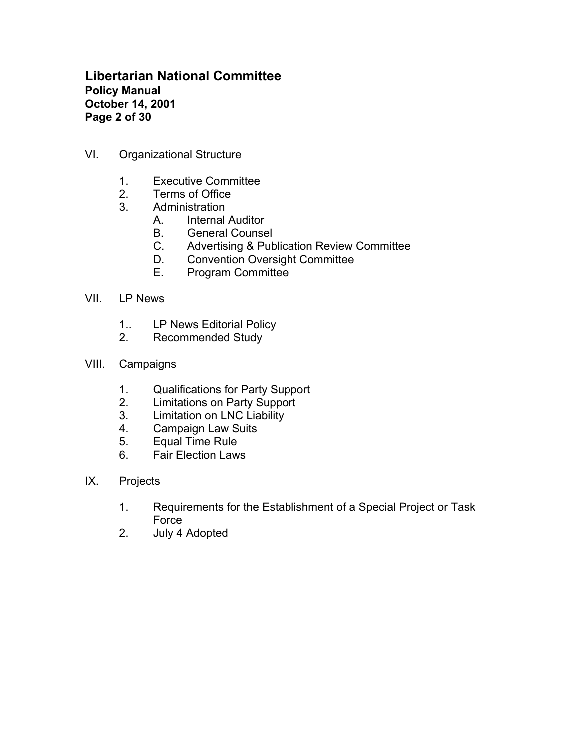VI. Organizational Structure

1. Executive Committee
2. Terms of Office
3. Administration
   - A. Internal Auditor
   - B. General Counsel
   - C. Advertising & Publication Review Committee
   - D. Convention Oversight Committee
   - E. Program Committee

VII. LP News

1.. LP News Editorial Policy
2. Recommended Study

VIII. Campaigns

1. Qualifications for Party Support
2. Limitations on Party Support
3. Limitation on LNC Liability
4. Campaign Law Suits
5. Equal Time Rule
6. Fair Election Laws

IX. Projects

1. Requirements for the Establishment of a Special Project or Task Force
2. July 4 Adopted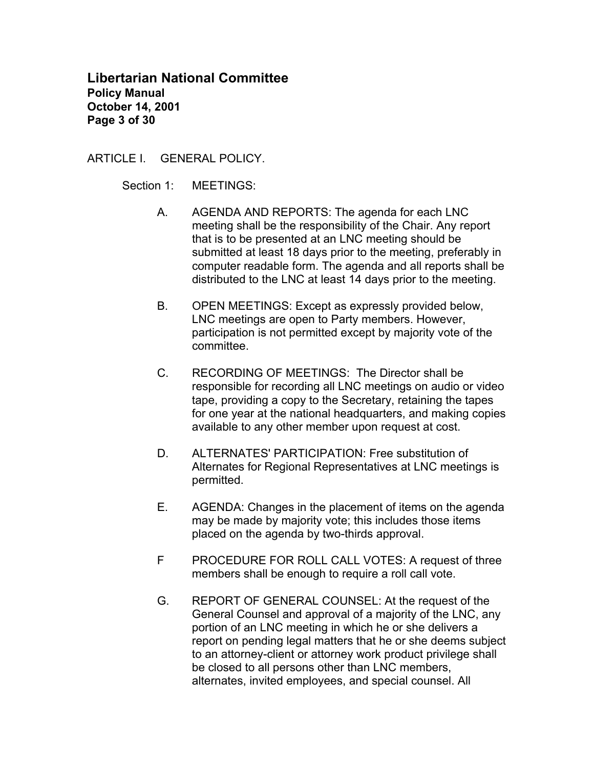ARTICLE I. GENERAL POLICY.

Section 1: MEETINGS:

A. AGENDA AND REPORTS: The agenda for each LNC meeting shall be the responsibility of the Chair. Any report that is to be presented at an LNC meeting should be submitted at least 18 days prior to the meeting, preferably in computer readable form. The agenda and all reports shall be distributed to the LNC at least 14 days prior to the meeting.

B. OPEN MEETINGS: Except as expressly provided below, LNC meetings are open to Party members. However, participation is not permitted except by majority vote of the committee.

C. RECORDING OF MEETINGS: The Director shall be responsible for recording all LNC meetings on audio or video tape, providing a copy to the Secretary, retaining the tapes for one year at the national headquarters, and making copies available to any other member upon request at cost.

D. ALTERNATES' PARTICIPATION: Free substitution of Alternates for Regional Representatives at LNC meetings is permitted.

E. AGENDA: Changes in the placement of items on the agenda may be made by majority vote; this includes those items placed on the agenda by two-thirds approval.

F PROCEDURE FOR ROLL CALL VOTES: A request of three members shall be enough to require a roll call vote.

G. REPORT OF GENERAL COUNSEL: At the request of the General Counsel and approval of a majority of the LNC, any portion of an LNC meeting in which he or she delivers a report on pending legal matters that he or she deems subject to an attorney-client or attorney work product privilege shall be closed to all persons other than LNC members, alternates, invited employees, and special counsel. All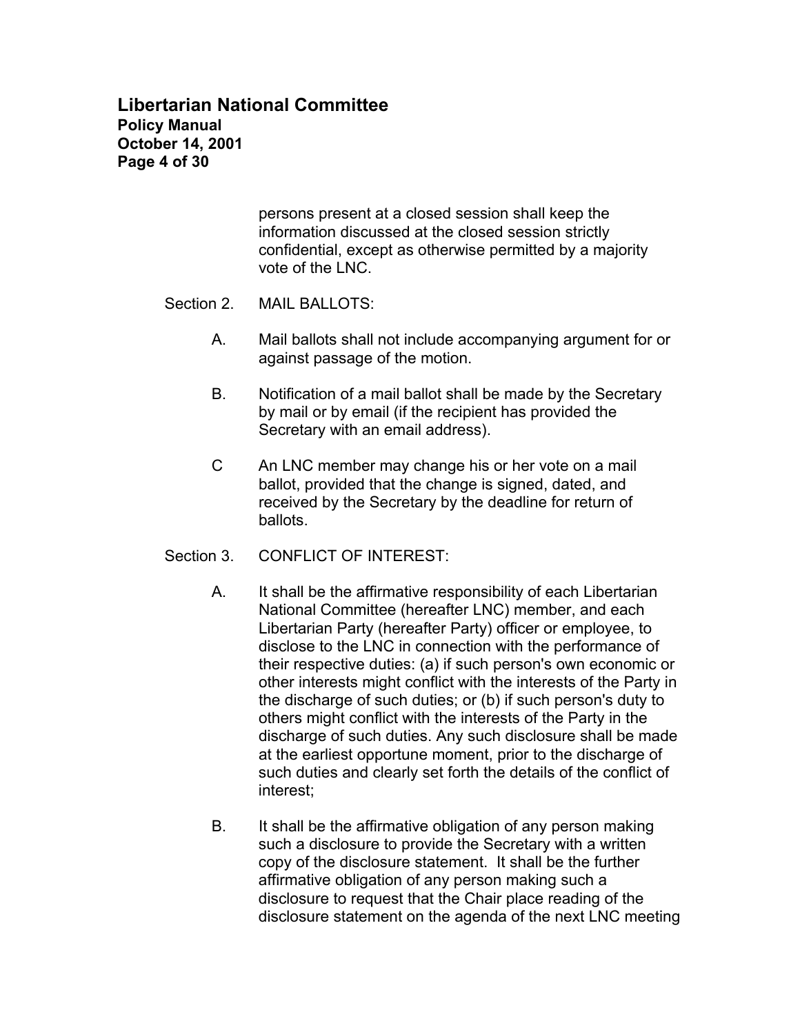persons present at a closed session shall keep the information discussed at the closed session strictly confidential, except as otherwise permitted by a majority vote of the LNC.

Section 2. MAIL BALLOTS:

A. Mail ballots shall not include accompanying argument for or against passage of the motion.

B. Notification of a mail ballot shall be made by the Secretary by mail or by email (if the recipient has provided the Secretary with an email address).

C An LNC member may change his or her vote on a mail ballot, provided that the change is signed, dated, and received by the Secretary by the deadline for return of ballots.

Section 3. CONFLICT OF INTEREST:

A. It shall be the affirmative responsibility of each Libertarian National Committee (hereafter LNC) member, and each Libertarian Party (hereafter Party) officer or employee, to disclose to the LNC in connection with the performance of their respective duties: (a) if such person's own economic or other interests might conflict with the interests of the Party in the discharge of such duties; or (b) if such person's duty to others might conflict with the interests of the Party in the discharge of such duties. Any such disclosure shall be made at the earliest opportune moment, prior to the discharge of such duties and clearly set forth the details of the conflict of interest;

B. It shall be the affirmative obligation of any person making such a disclosure to provide the Secretary with a written copy of the disclosure statement. It shall be the further affirmative obligation of any person making such a disclosure to request that the Chair place reading of the disclosure statement on the agenda of the next LNC meeting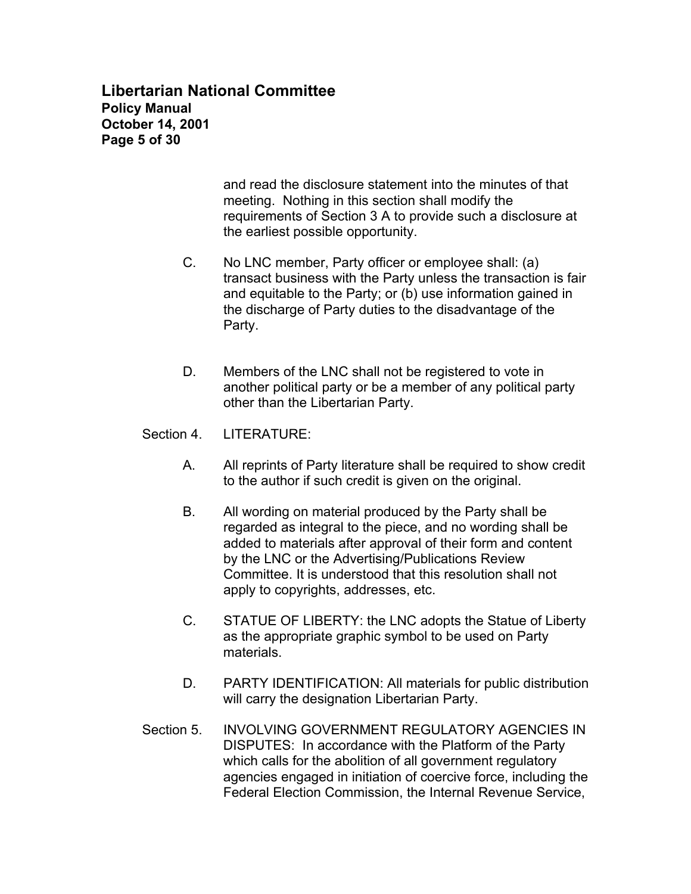and read the disclosure statement into the minutes of that meeting. Nothing in this section shall modify the requirements of Section 3 A to provide such a disclosure at the earliest possible opportunity.

C. No LNC member, Party officer or employee shall: (a) transact business with the Party unless the transaction is fair and equitable to the Party; or (b) use information gained in the discharge of Party duties to the disadvantage of the Party.

D. Members of the LNC shall not be registered to vote in another political party or be a member of any political party other than the Libertarian Party.

Section 4. LITERATURE:

A. All reprints of Party literature shall be required to show credit to the author if such credit is given on the original.

B. All wording on material produced by the Party shall be regarded as integral to the piece, and no wording shall be added to materials after approval of their form and content by the LNC or the Advertising/Publications Review Committee. It is understood that this resolution shall not apply to copyrights, addresses, etc.

C. STATUE OF LIBERTY: the LNC adopts the Statue of Liberty as the appropriate graphic symbol to be used on Party materials.

D. PARTY IDENTIFICATION: All materials for public distribution will carry the designation Libertarian Party.

Section 5. INVOLVING GOVERNMENT REGULATORY AGENCIES IN DISPUTES: In accordance with the Platform of the Party which calls for the abolition of all government regulatory agencies engaged in initiation of coercive force, including the Federal Election Commission, the Internal Revenue Service,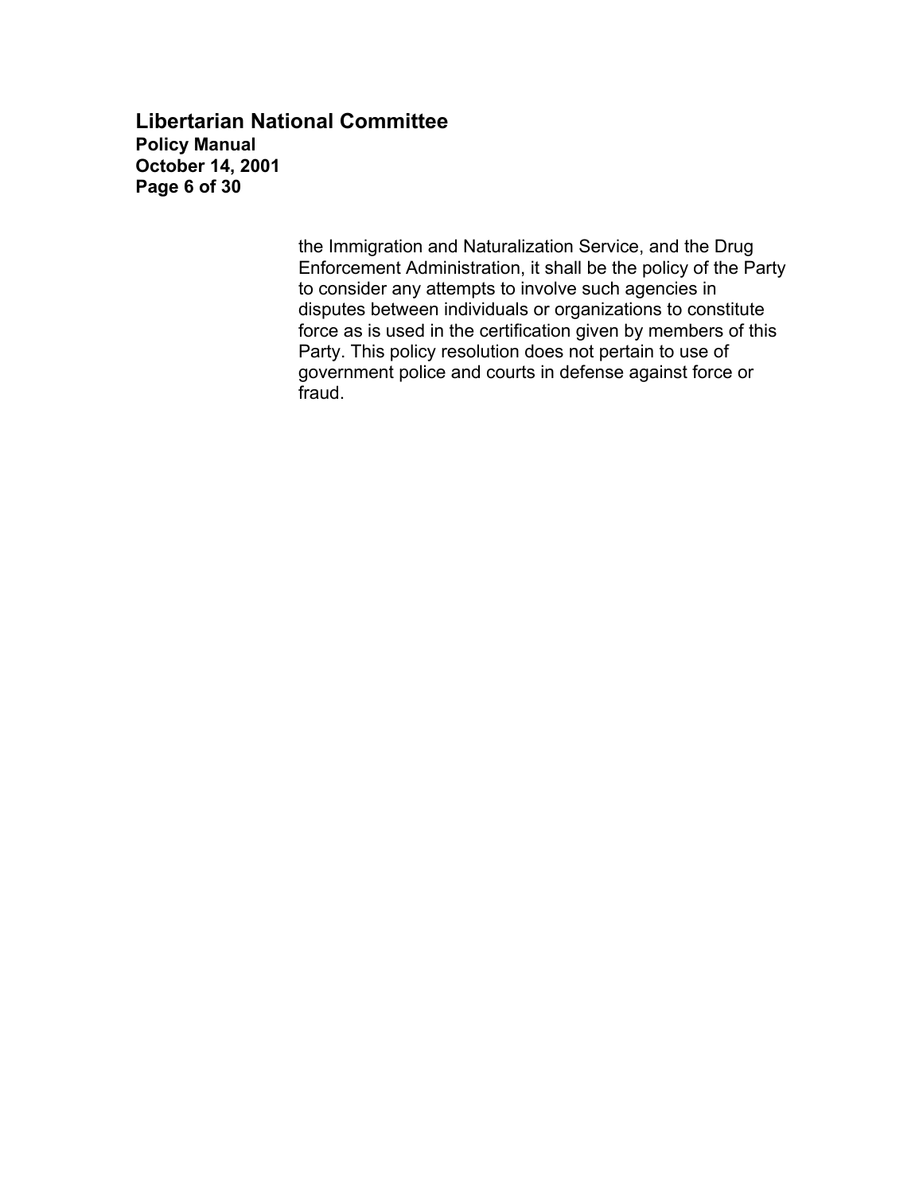the Immigration and Naturalization Service, and the Drug Enforcement Administration, it shall be the policy of the Party to consider any attempts to involve such agencies in disputes between individuals or organizations to constitute force as is used in the certification given by members of this Party. This policy resolution does not pertain to use of government police and courts in defense against force or fraud.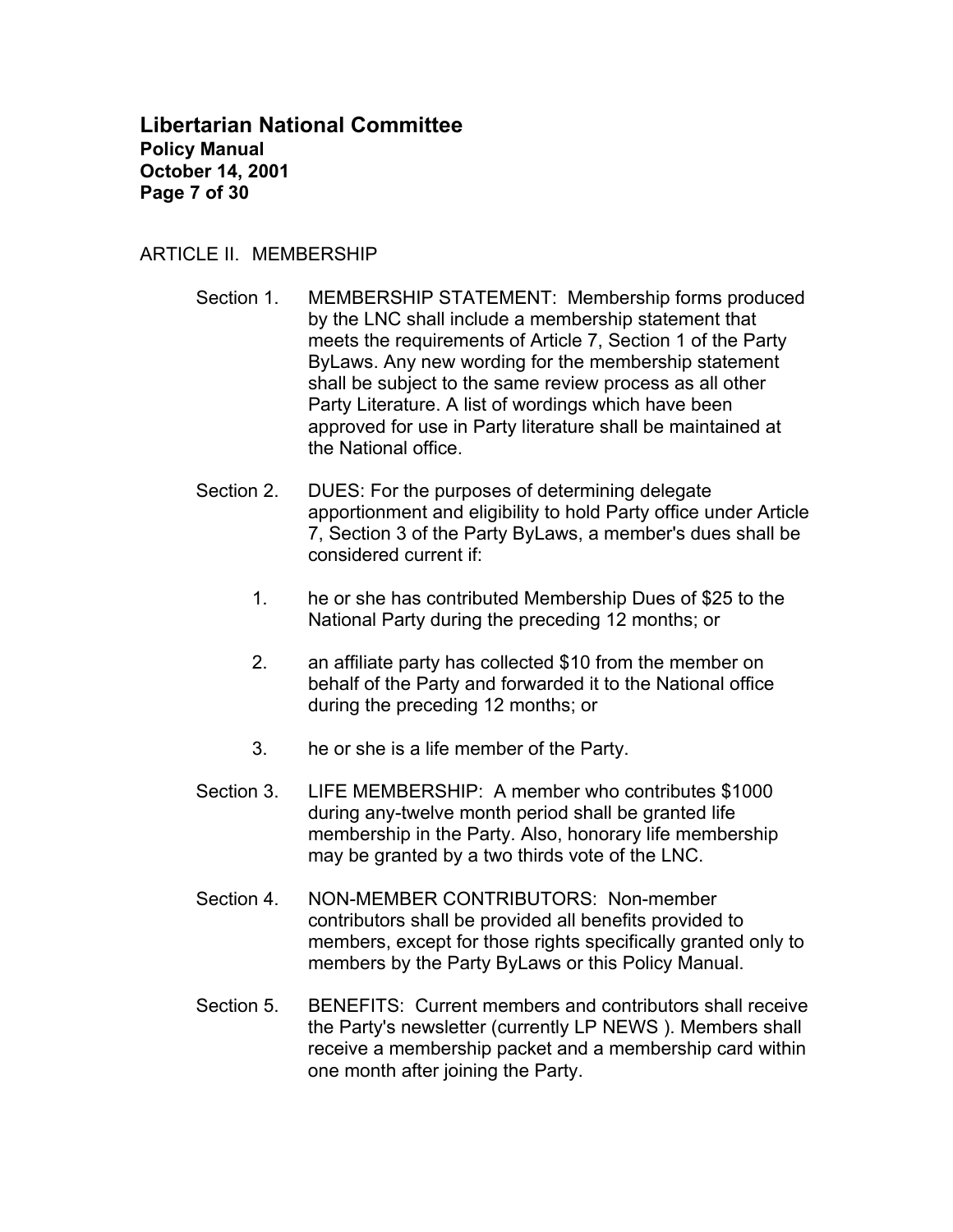## ARTICLE II. MEMBERSHIP

Section 1. MEMBERSHIP STATEMENT: Membership forms produced by the LNC shall include a membership statement that meets the requirements of Article 7, Section 1 of the Party ByLaws. Any new wording for the membership statement shall be subject to the same review process as all other Party Literature. A list of wordings which have been approved for use in Party literature shall be maintained at the National office.

Section 2. DUES: For the purposes of determining delegate apportionment and eligibility to hold Party office under Article 7, Section 3 of the Party ByLaws, a member's dues shall be considered current if:

1. he or she has contributed Membership Dues of $25 to the National Party during the preceding 12 months; or

2. an affiliate party has collected $10 from the member on behalf of the Party and forwarded it to the National office during the preceding 12 months; or

3. he or she is a life member of the Party.

Section 3. LIFE MEMBERSHIP: A member who contributes $1000 during any-twelve month period shall be granted life membership in the Party. Also, honorary life membership may be granted by a two thirds vote of the LNC.

Section 4. NON-MEMBER CONTRIBUTORS: Non-member contributors shall be provided all benefits provided to members, except for those rights specifically granted only to members by the Party ByLaws or this Policy Manual.

Section 5. BENEFITS: Current members and contributors shall receive the Party's newsletter (currently LP NEWS ). Members shall receive a membership packet and a membership card within one month after joining the Party.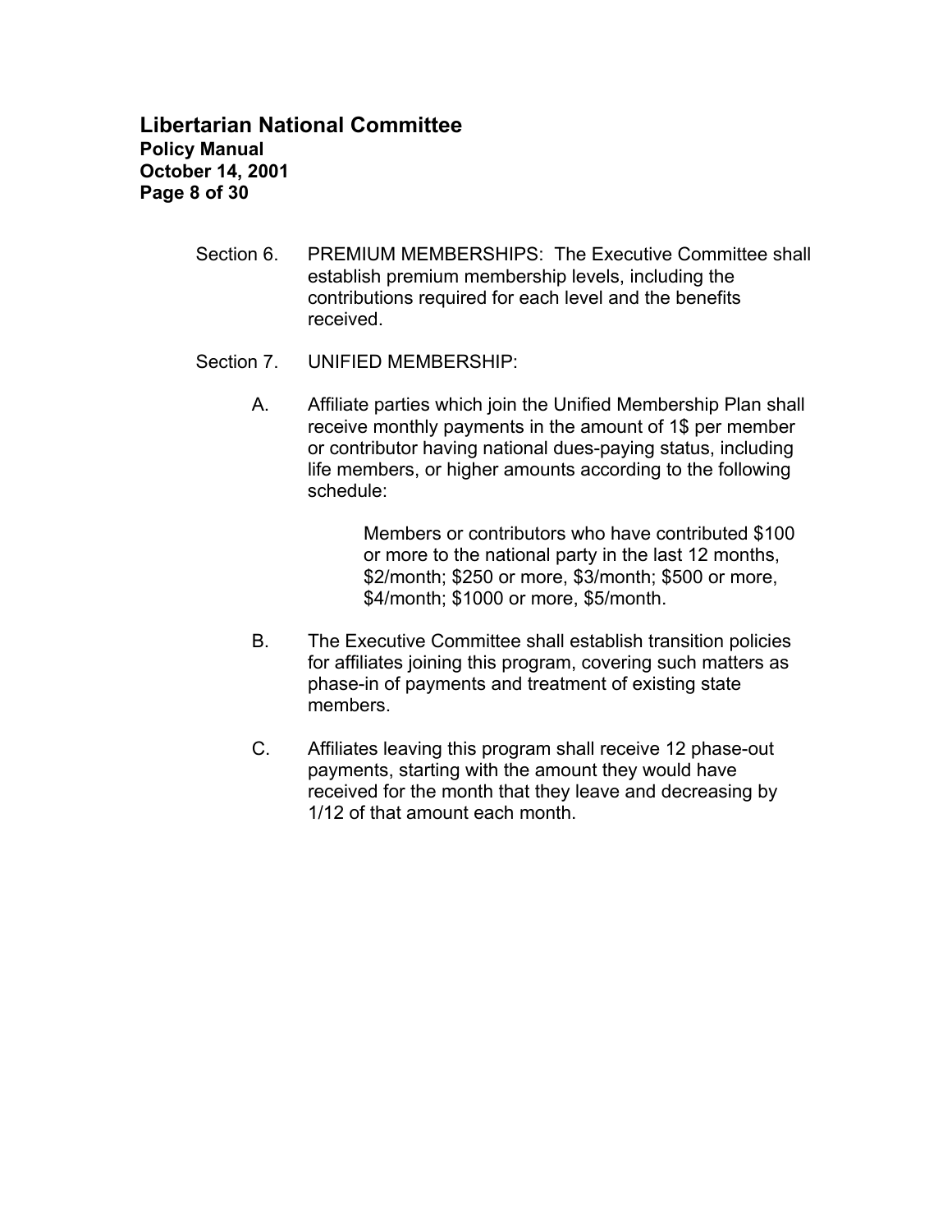Section 6. PREMIUM MEMBERSHIPS: The Executive Committee shall establish premium membership levels, including the contributions required for each level and the benefits received.

Section 7. UNIFIED MEMBERSHIP:

A. Affiliate parties which join the Unified Membership Plan shall receive monthly payments in the amount of 1$ per member or contributor having national dues-paying status, including life members, or higher amounts according to the following schedule:

> Members or contributors who have contributed $100 or more to the national party in the last 12 months, $2/month; $250 or more, $3/month; $500 or more, $4/month; $1000 or more, $5/month.

B. The Executive Committee shall establish transition policies for affiliates joining this program, covering such matters as phase-in of payments and treatment of existing state members.

C. Affiliates leaving this program shall receive 12 phase-out payments, starting with the amount they would have received for the month that they leave and decreasing by 1/12 of that amount each month.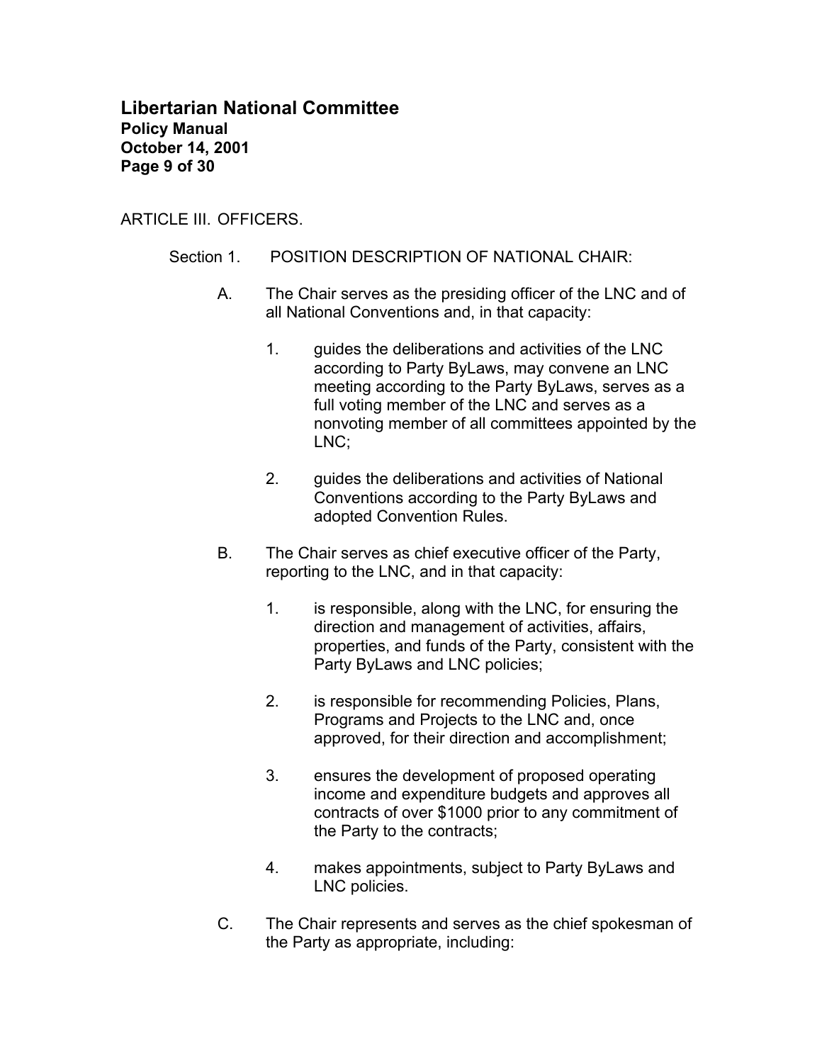ARTICLE III. OFFICERS.

Section 1. POSITION DESCRIPTION OF NATIONAL CHAIR:

A. The Chair serves as the presiding officer of the LNC and of all National Conventions and, in that capacity:

1. guides the deliberations and activities of the LNC according to Party ByLaws, may convene an LNC meeting according to the Party ByLaws, serves as a full voting member of the LNC and serves as a nonvoting member of all committees appointed by the LNC;

2. guides the deliberations and activities of National Conventions according to the Party ByLaws and adopted Convention Rules.

B. The Chair serves as chief executive officer of the Party, reporting to the LNC, and in that capacity:

1. is responsible, along with the LNC, for ensuring the direction and management of activities, affairs, properties, and funds of the Party, consistent with the Party ByLaws and LNC policies;

2. is responsible for recommending Policies, Plans, Programs and Projects to the LNC and, once approved, for their direction and accomplishment;

3. ensures the development of proposed operating income and expenditure budgets and approves all contracts of over $1000 prior to any commitment of the Party to the contracts;

4. makes appointments, subject to Party ByLaws and LNC policies.

C. The Chair represents and serves as the chief spokesman of the Party as appropriate, including: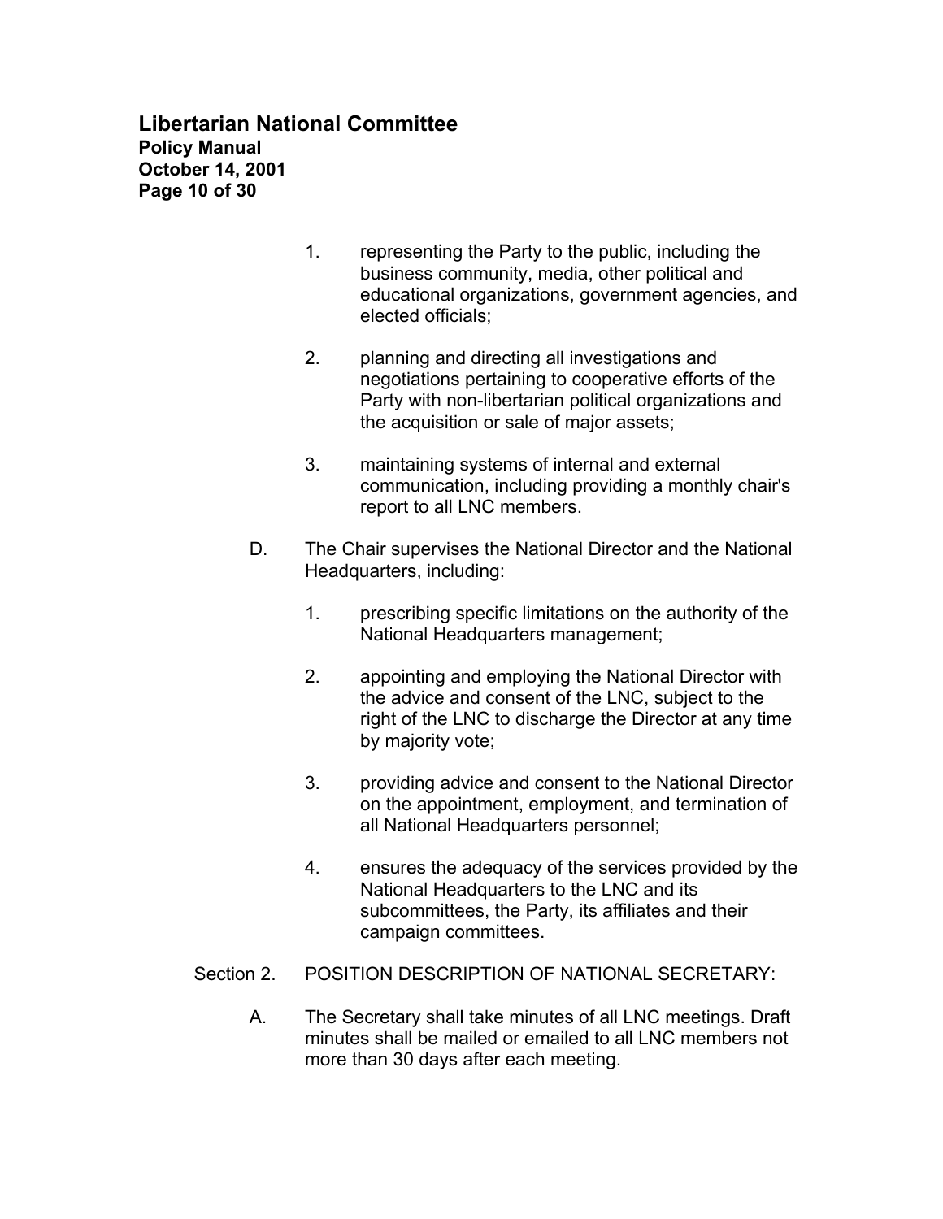1. representing the Party to the public, including the business community, media, other political and educational organizations, government agencies, and elected officials;

2. planning and directing all investigations and negotiations pertaining to cooperative efforts of the Party with non-libertarian political organizations and the acquisition or sale of major assets;

3. maintaining systems of internal and external communication, including providing a monthly chair's report to all LNC members.

D. The Chair supervises the National Director and the National Headquarters, including:

1. prescribing specific limitations on the authority of the National Headquarters management;

2. appointing and employing the National Director with the advice and consent of the LNC, subject to the right of the LNC to discharge the Director at any time by majority vote;

3. providing advice and consent to the National Director on the appointment, employment, and termination of all National Headquarters personnel;

4. ensures the adequacy of the services provided by the National Headquarters to the LNC and its subcommittees, the Party, its affiliates and their campaign committees.

Section 2. POSITION DESCRIPTION OF NATIONAL SECRETARY:

A. The Secretary shall take minutes of all LNC meetings. Draft minutes shall be mailed or emailed to all LNC members not more than 30 days after each meeting.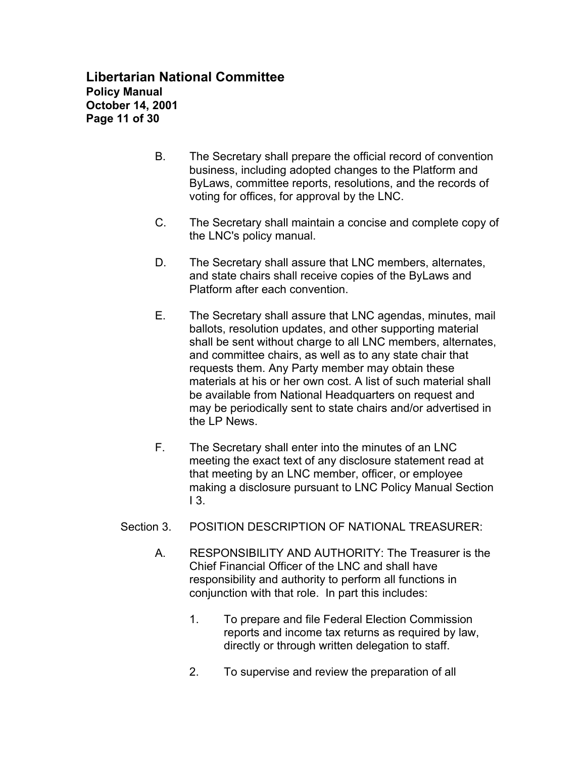B. The Secretary shall prepare the official record of convention business, including adopted changes to the Platform and ByLaws, committee reports, resolutions, and the records of voting for offices, for approval by the LNC.

C. The Secretary shall maintain a concise and complete copy of the LNC's policy manual.

D. The Secretary shall assure that LNC members, alternates, and state chairs shall receive copies of the ByLaws and Platform after each convention.

E. The Secretary shall assure that LNC agendas, minutes, mail ballots, resolution updates, and other supporting material shall be sent without charge to all LNC members, alternates, and committee chairs, as well as to any state chair that requests them. Any Party member may obtain these materials at his or her own cost. A list of such material shall be available from National Headquarters on request and may be periodically sent to state chairs and/or advertised in the LP News.

F. The Secretary shall enter into the minutes of an LNC meeting the exact text of any disclosure statement read at that meeting by an LNC member, officer, or employee making a disclosure pursuant to LNC Policy Manual Section I 3.

Section 3. POSITION DESCRIPTION OF NATIONAL TREASURER:

A. RESPONSIBILITY AND AUTHORITY: The Treasurer is the Chief Financial Officer of the LNC and shall have responsibility and authority to perform all functions in conjunction with that role. In part this includes:

1. To prepare and file Federal Election Commission reports and income tax returns as required by law, directly or through written delegation to staff.

2. To supervise and review the preparation of all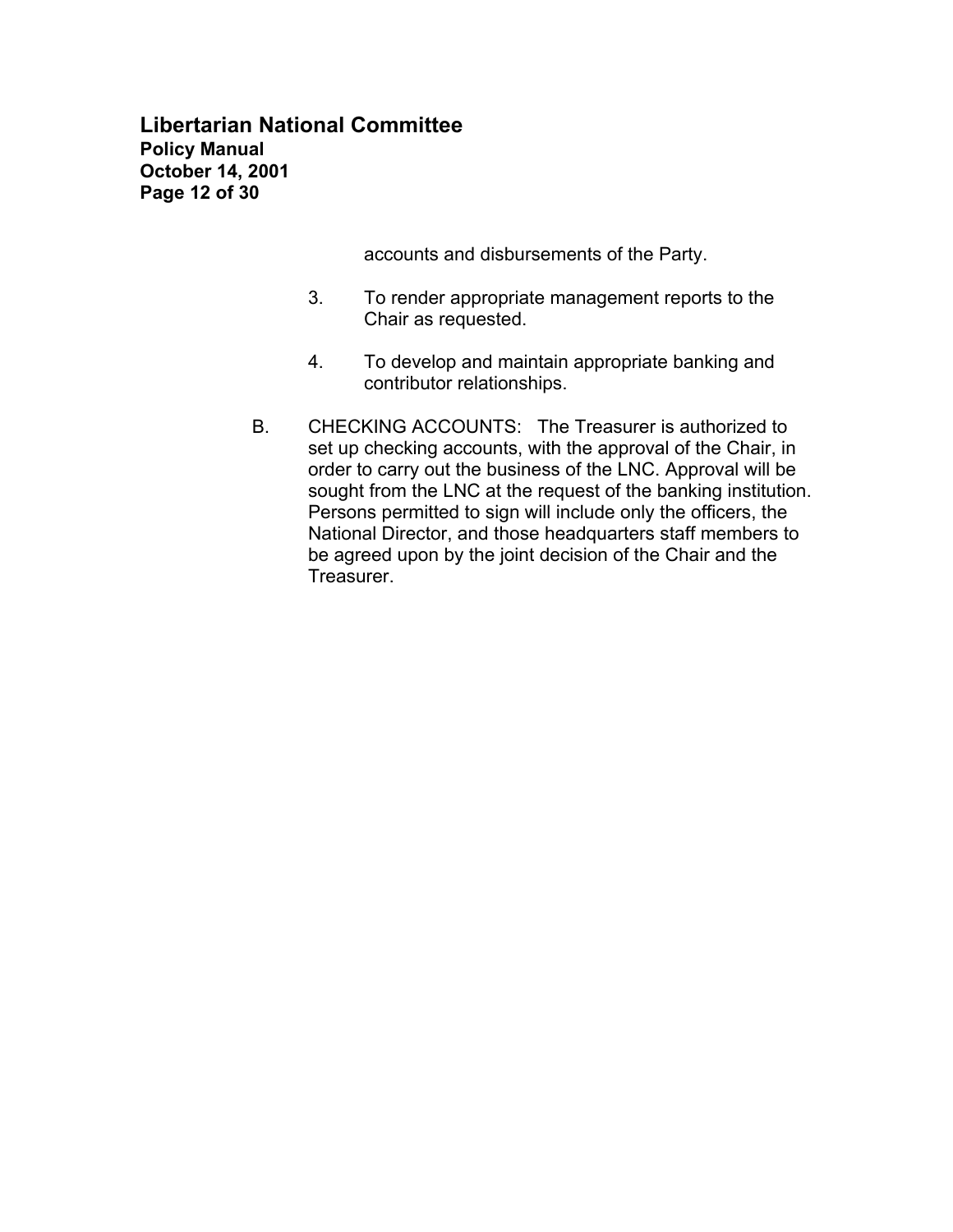accounts and disbursements of the Party.

3. To render appropriate management reports to the Chair as requested.

4. To develop and maintain appropriate banking and contributor relationships.

B. CHECKING ACCOUNTS: The Treasurer is authorized to set up checking accounts, with the approval of the Chair, in order to carry out the business of the LNC. Approval will be sought from the LNC at the request of the banking institution. Persons permitted to sign will include only the officers, the National Director, and those headquarters staff members to be agreed upon by the joint decision of the Chair and the Treasurer.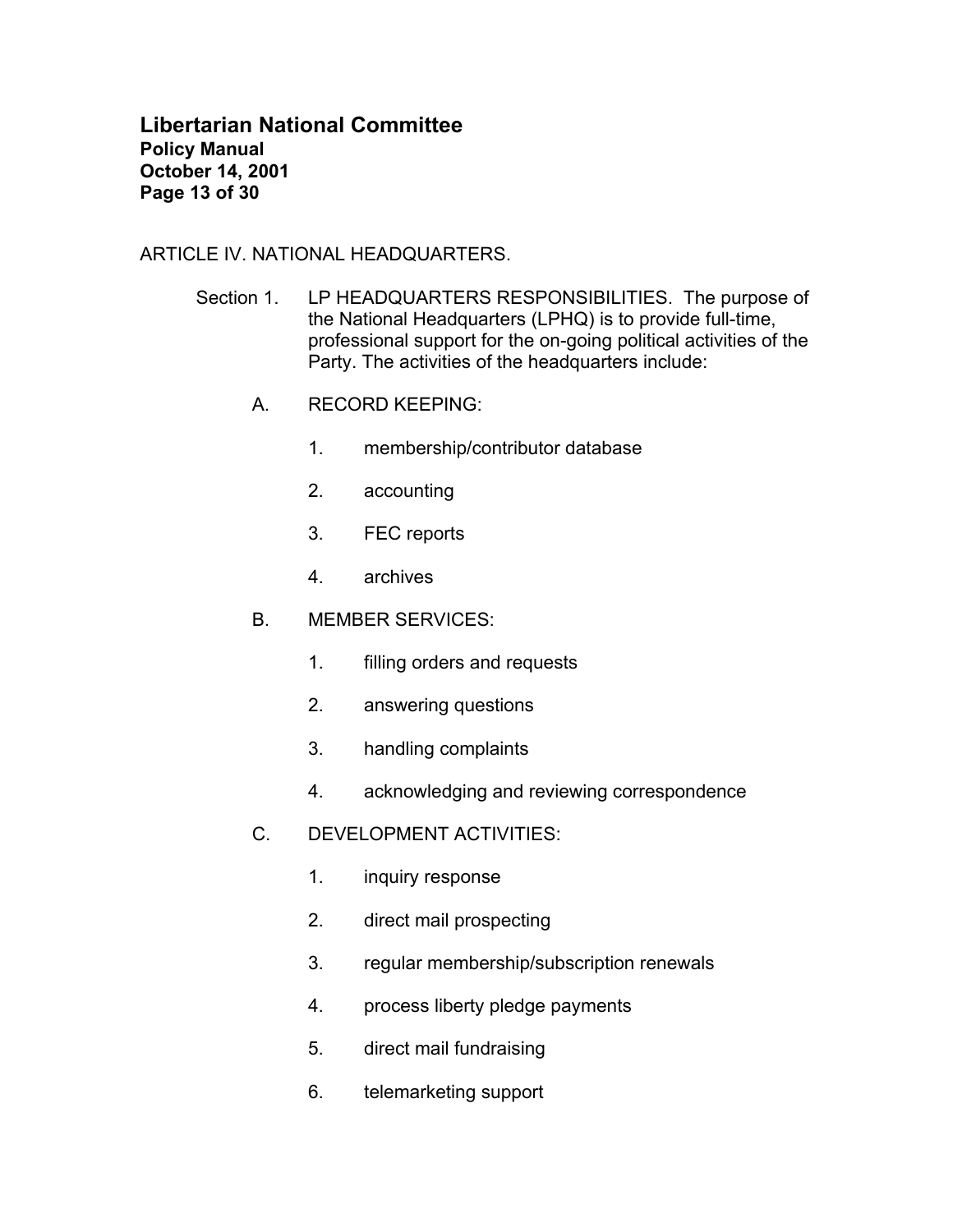ARTICLE IV. NATIONAL HEADQUARTERS.

Section 1. LP HEADQUARTERS RESPONSIBILITIES. The purpose of the National Headquarters (LPHQ) is to provide full-time, professional support for the on-going political activities of the Party. The activities of the headquarters include:

A. RECORD KEEPING:

1. membership/contributor database
2. accounting
3. FEC reports
4. archives

B. MEMBER SERVICES:

1. filling orders and requests
2. answering questions
3. handling complaints
4. acknowledging and reviewing correspondence

C. DEVELOPMENT ACTIVITIES:

1. inquiry response
2. direct mail prospecting
3. regular membership/subscription renewals
4. process liberty pledge payments
5. direct mail fundraising
6. telemarketing support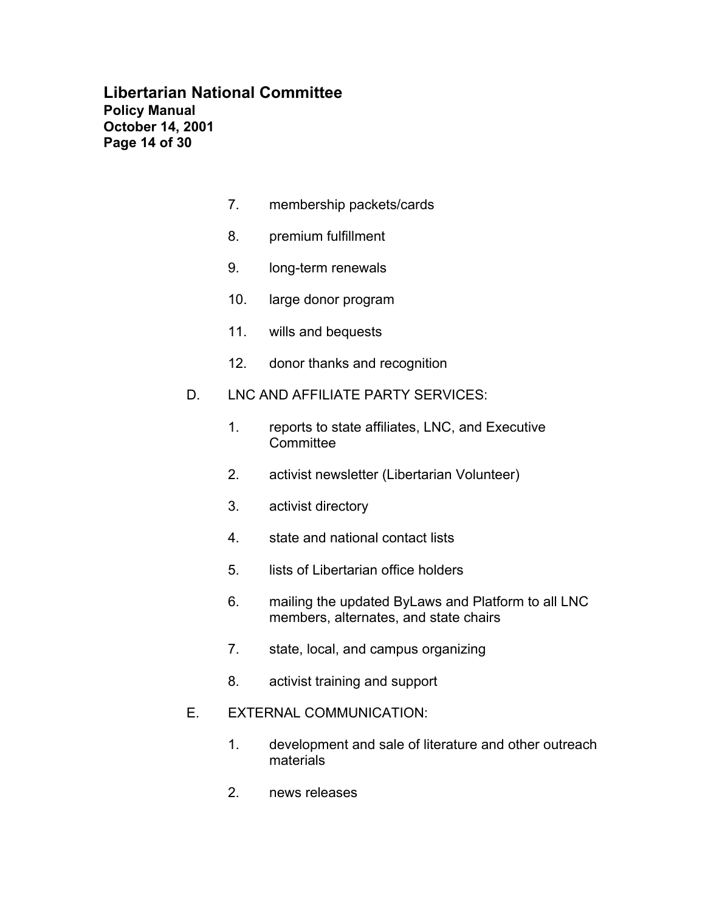7. membership packets/cards

8. premium fulfillment

9. long-term renewals

10. large donor program

11. wills and bequests

12. donor thanks and recognition

D. LNC AND AFFILIATE PARTY SERVICES:

1. reports to state affiliates, LNC, and Executive Committee

2. activist newsletter (Libertarian Volunteer)

3. activist directory

4. state and national contact lists

5. lists of Libertarian office holders

6. mailing the updated ByLaws and Platform to all LNC members, alternates, and state chairs

7. state, local, and campus organizing

8. activist training and support

E. EXTERNAL COMMUNICATION:

1. development and sale of literature and other outreach materials

2. news releases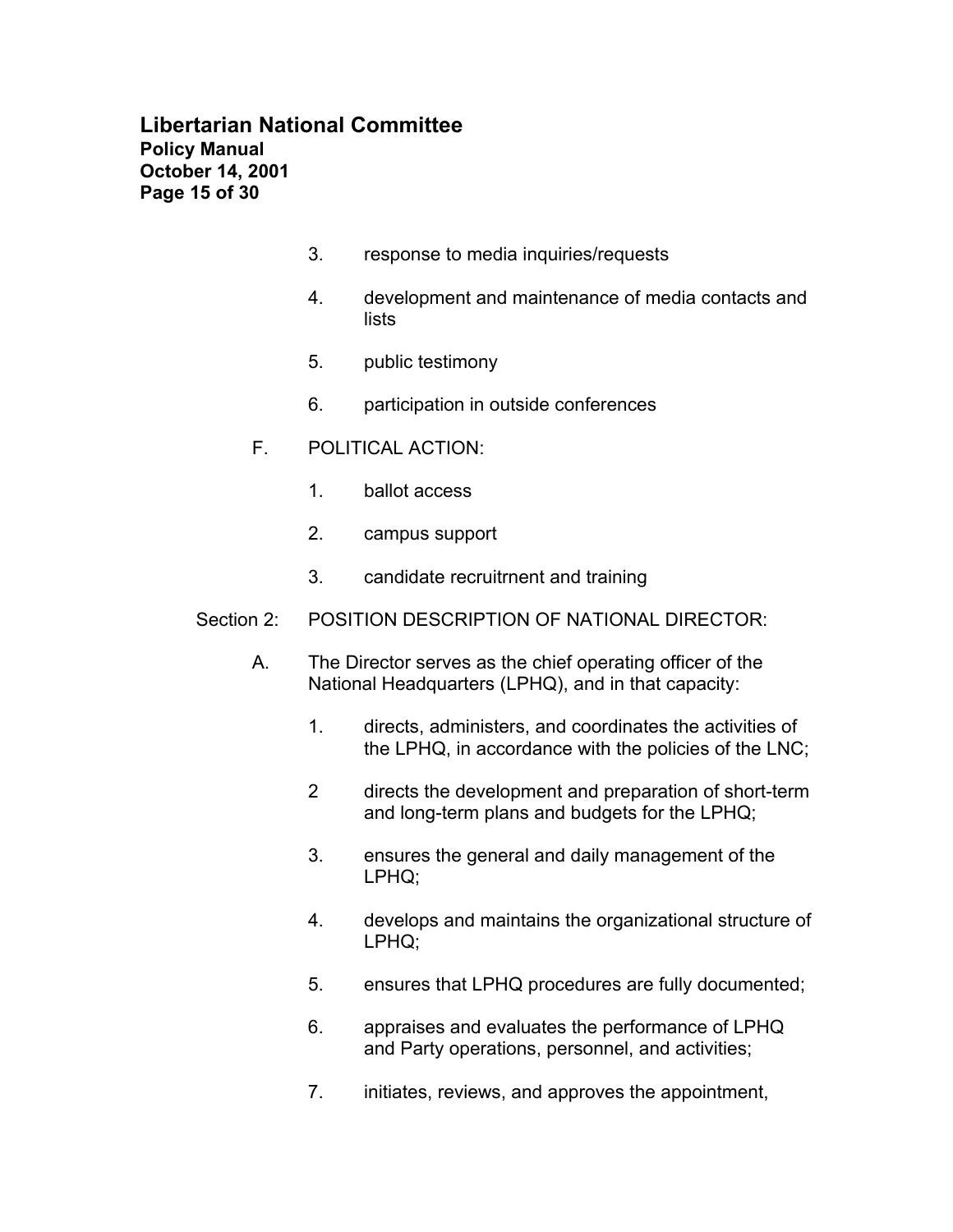3. response to media inquiries/requests

4. development and maintenance of media contacts and lists

5. public testimony

6. participation in outside conferences

F. POLITICAL ACTION:

1. ballot access

2. campus support

3. candidate recruitrnent and training

Section 2: POSITION DESCRIPTION OF NATIONAL DIRECTOR:

A. The Director serves as the chief operating officer of the National Headquarters (LPHQ), and in that capacity:

1. directs, administers, and coordinates the activities of the LPHQ, in accordance with the policies of the LNC;

2 directs the development and preparation of short-term and long-term plans and budgets for the LPHQ;

3. ensures the general and daily management of the LPHQ;

4. develops and maintains the organizational structure of LPHQ;

5. ensures that LPHQ procedures are fully documented;

6. appraises and evaluates the performance of LPHQ and Party operations, personnel, and activities;

7. initiates, reviews, and approves the appointment,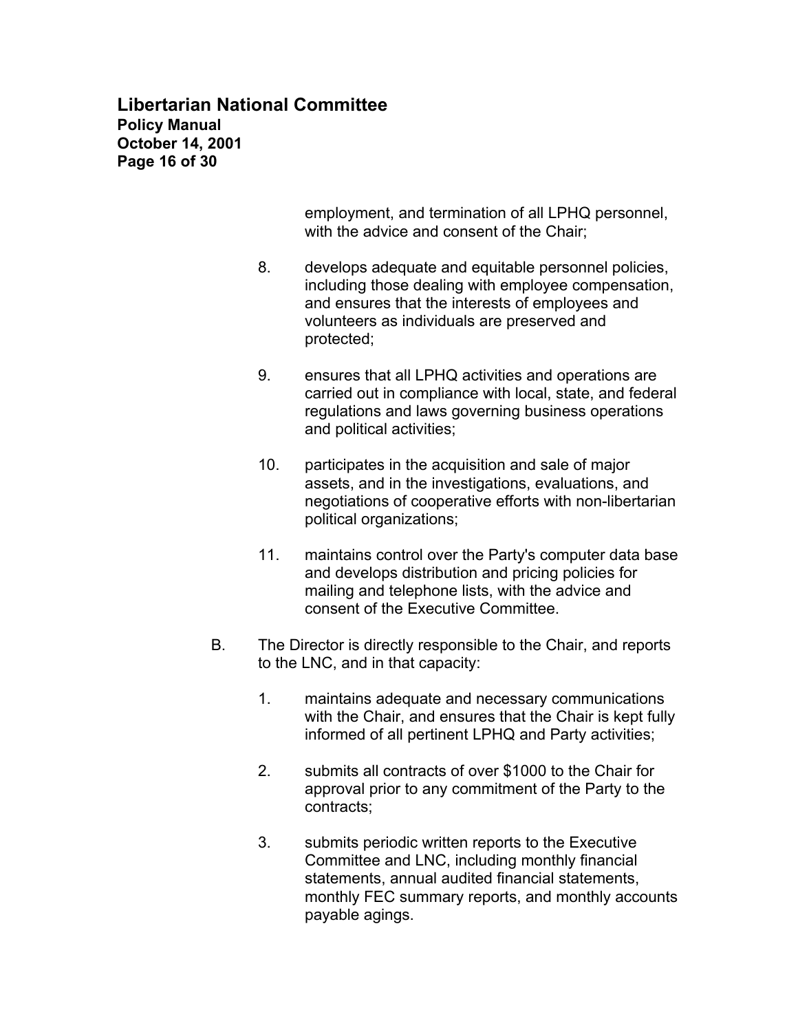employment, and termination of all LPHQ personnel, with the advice and consent of the Chair;

8. develops adequate and equitable personnel policies, including those dealing with employee compensation, and ensures that the interests of employees and volunteers as individuals are preserved and protected;

9. ensures that all LPHQ activities and operations are carried out in compliance with local, state, and federal regulations and laws governing business operations and political activities;

10. participates in the acquisition and sale of major assets, and in the investigations, evaluations, and negotiations of cooperative efforts with non-libertarian political organizations;

11. maintains control over the Party's computer data base and develops distribution and pricing policies for mailing and telephone lists, with the advice and consent of the Executive Committee.

B. The Director is directly responsible to the Chair, and reports to the LNC, and in that capacity:

   1. maintains adequate and necessary communications with the Chair, and ensures that the Chair is kept fully informed of all pertinent LPHQ and Party activities;

   2. submits all contracts of over $1000 to the Chair for approval prior to any commitment of the Party to the contracts;

   3. submits periodic written reports to the Executive Committee and LNC, including monthly financial statements, annual audited financial statements, monthly FEC summary reports, and monthly accounts payable agings.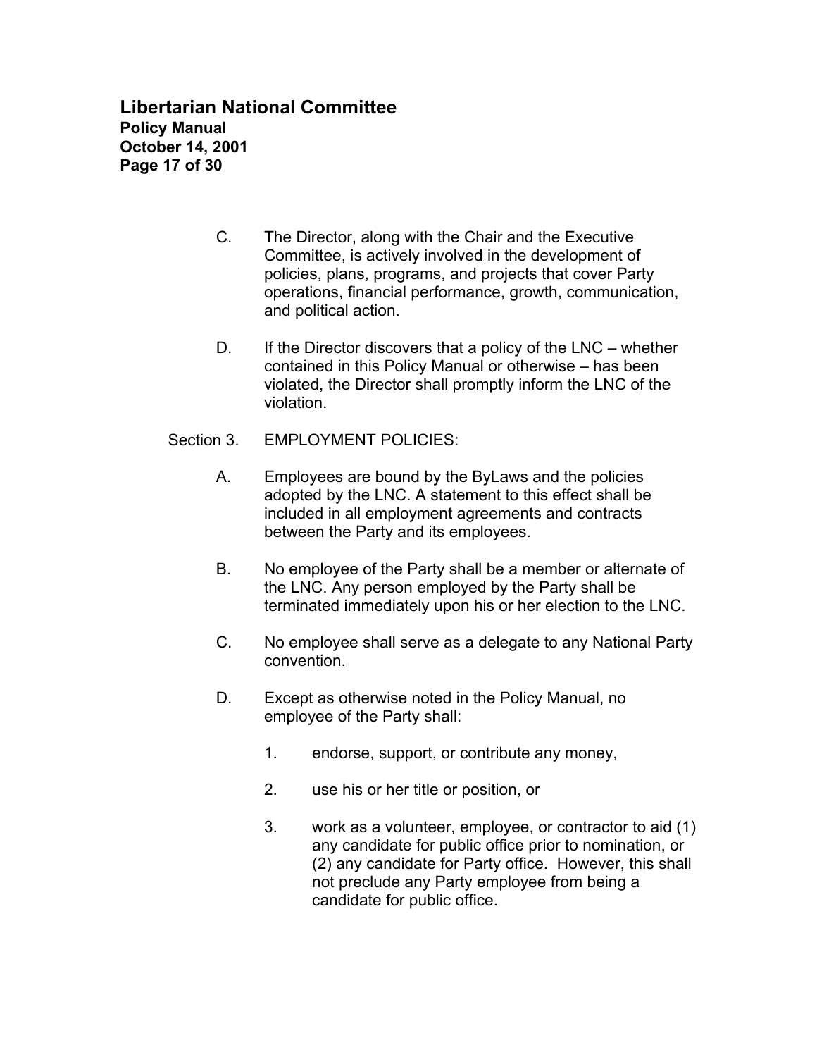C. The Director, along with the Chair and the Executive Committee, is actively involved in the development of policies, plans, programs, and projects that cover Party operations, financial performance, growth, communication, and political action.

D. If the Director discovers that a policy of the LNC – whether contained in this Policy Manual or otherwise – has been violated, the Director shall promptly inform the LNC of the violation.

Section 3. EMPLOYMENT POLICIES:

A. Employees are bound by the ByLaws and the policies adopted by the LNC. A statement to this effect shall be included in all employment agreements and contracts between the Party and its employees.

B. No employee of the Party shall be a member or alternate of the LNC. Any person employed by the Party shall be terminated immediately upon his or her election to the LNC.

C. No employee shall serve as a delegate to any National Party convention.

D. Except as otherwise noted in the Policy Manual, no employee of the Party shall:

1. endorse, support, or contribute any money,

2. use his or her title or position, or

3. work as a volunteer, employee, or contractor to aid (1) any candidate for public office prior to nomination, or (2) any candidate for Party office. However, this shall not preclude any Party employee from being a candidate for public office.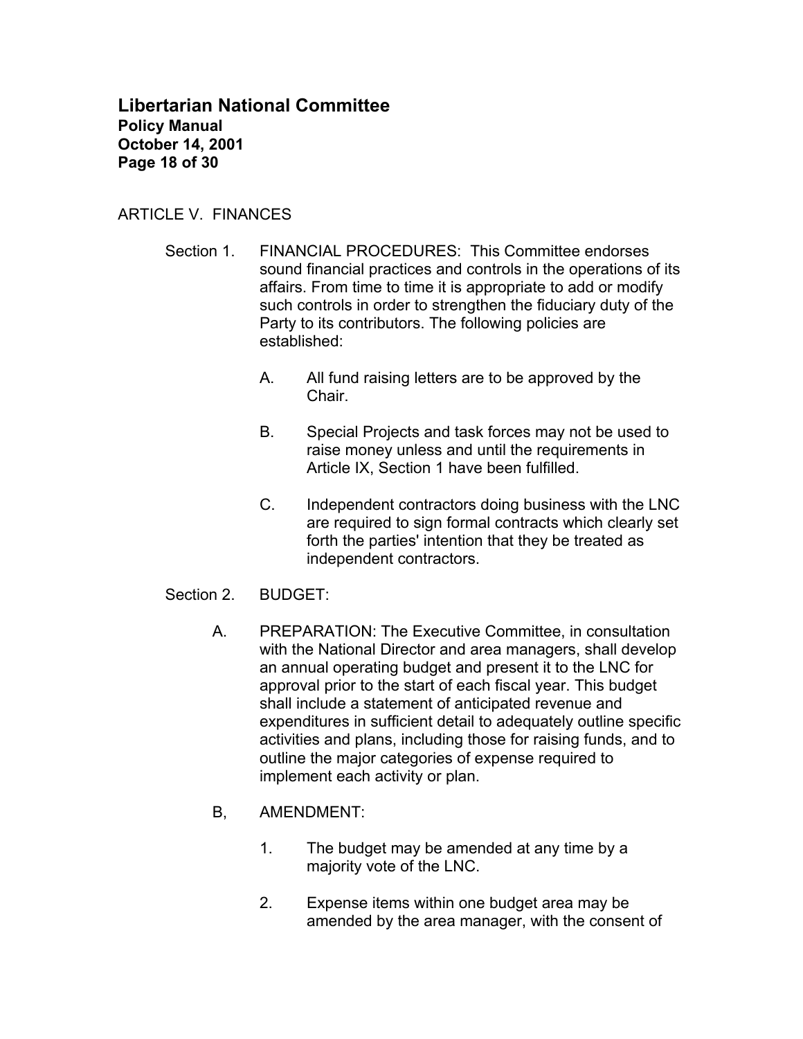ARTICLE V. FINANCES

Section 1. FINANCIAL PROCEDURES: This Committee endorses sound financial practices and controls in the operations of its affairs. From time to time it is appropriate to add or modify such controls in order to strengthen the fiduciary duty of the Party to its contributors. The following policies are established:

A. All fund raising letters are to be approved by the Chair.

B. Special Projects and task forces may not be used to raise money unless and until the requirements in Article IX, Section 1 have been fulfilled.

C. Independent contractors doing business with the LNC are required to sign formal contracts which clearly set forth the parties' intention that they be treated as independent contractors.

Section 2. BUDGET:

A. PREPARATION: The Executive Committee, in consultation with the National Director and area managers, shall develop an annual operating budget and present it to the LNC for approval prior to the start of each fiscal year. This budget shall include a statement of anticipated revenue and expenditures in sufficient detail to adequately outline specific activities and plans, including those for raising funds, and to outline the major categories of expense required to implement each activity or plan.

B, AMENDMENT:

1. The budget may be amended at any time by a majority vote of the LNC.

2. Expense items within one budget area may be amended by the area manager, with the consent of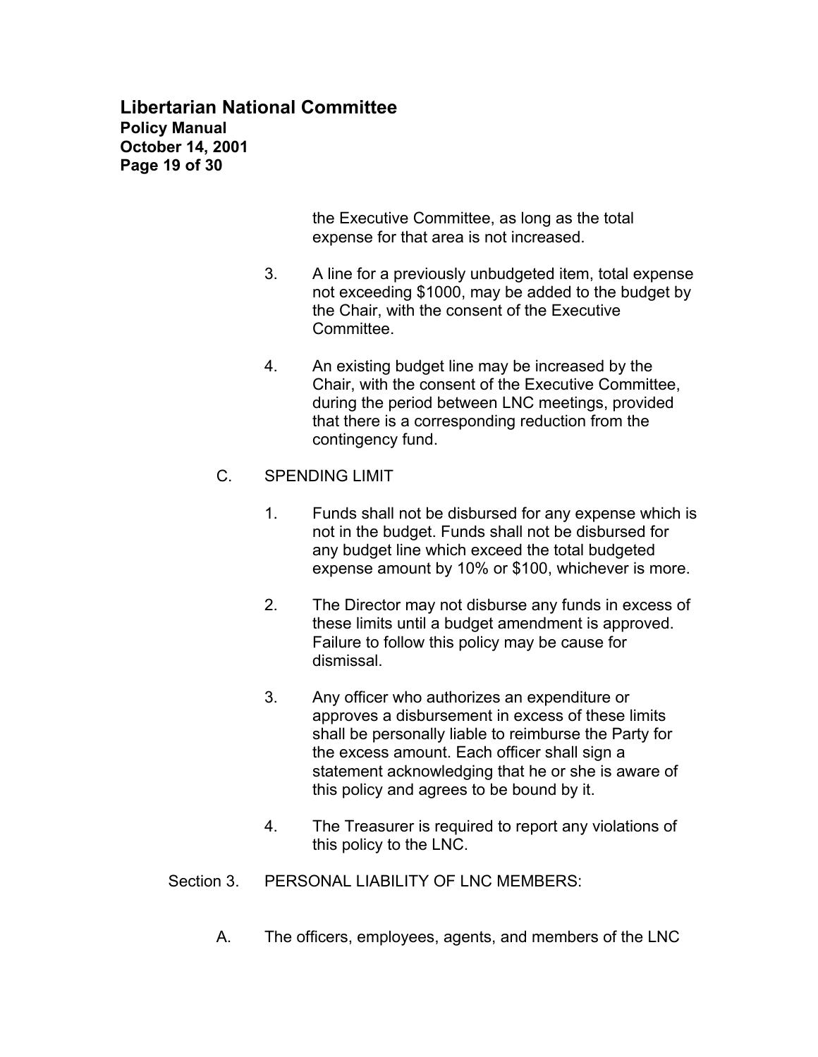the Executive Committee, as long as the total expense for that area is not increased.

3. A line for a previously unbudgeted item, total expense not exceeding $1000, may be added to the budget by the Chair, with the consent of the Executive Committee.

4. An existing budget line may be increased by the Chair, with the consent of the Executive Committee, during the period between LNC meetings, provided that there is a corresponding reduction from the contingency fund.

C. SPENDING LIMIT

1. Funds shall not be disbursed for any expense which is not in the budget. Funds shall not be disbursed for any budget line which exceed the total budgeted expense amount by 10% or $100, whichever is more.

2. The Director may not disburse any funds in excess of these limits until a budget amendment is approved. Failure to follow this policy may be cause for dismissal.

3. Any officer who authorizes an expenditure or approves a disbursement in excess of these limits shall be personally liable to reimburse the Party for the excess amount. Each officer shall sign a statement acknowledging that he or she is aware of this policy and agrees to be bound by it.

4. The Treasurer is required to report any violations of this policy to the LNC.

Section 3. PERSONAL LIABILITY OF LNC MEMBERS:

A. The officers, employees, agents, and members of the LNC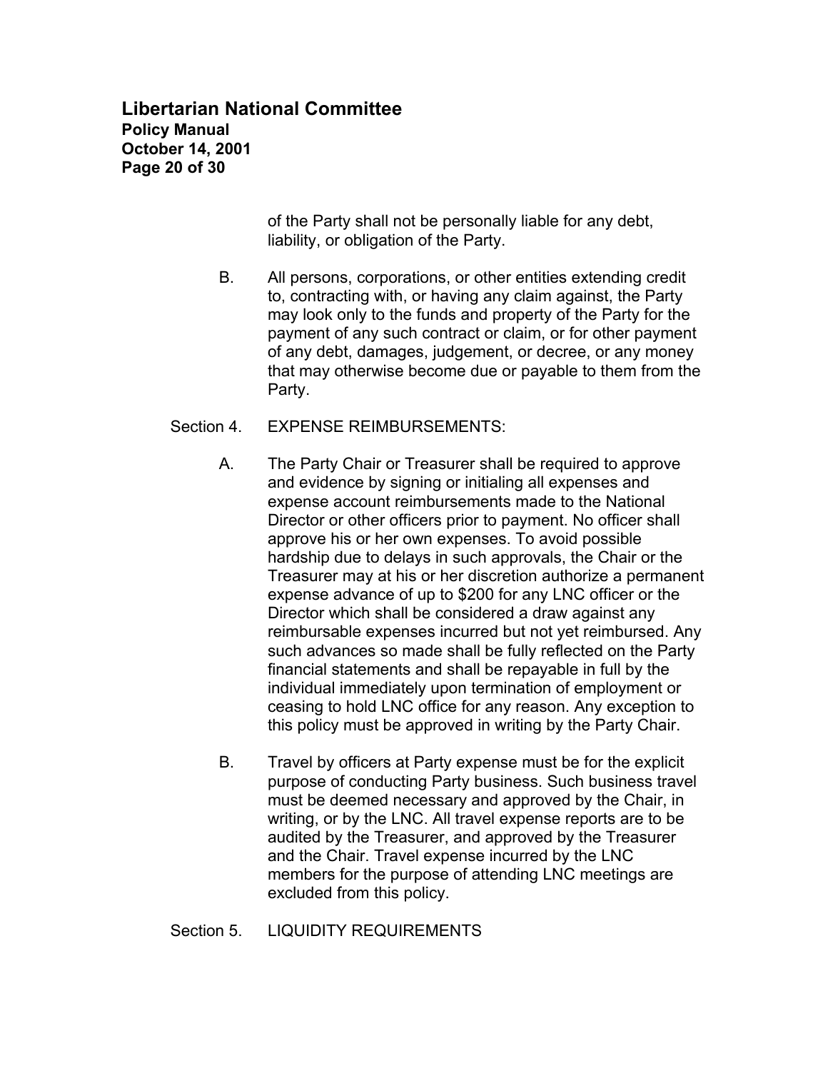of the Party shall not be personally liable for any debt, liability, or obligation of the Party.

B. All persons, corporations, or other entities extending credit to, contracting with, or having any claim against, the Party may look only to the funds and property of the Party for the payment of any such contract or claim, or for other payment of any debt, damages, judgement, or decree, or any money that may otherwise become due or payable to them from the Party.

Section 4. EXPENSE REIMBURSEMENTS:

A. The Party Chair or Treasurer shall be required to approve and evidence by signing or initialing all expenses and expense account reimbursements made to the National Director or other officers prior to payment. No officer shall approve his or her own expenses. To avoid possible hardship due to delays in such approvals, the Chair or the Treasurer may at his or her discretion authorize a permanent expense advance of up to $200 for any LNC officer or the Director which shall be considered a draw against any reimbursable expenses incurred but not yet reimbursed. Any such advances so made shall be fully reflected on the Party financial statements and shall be repayable in full by the individual immediately upon termination of employment or ceasing to hold LNC office for any reason. Any exception to this policy must be approved in writing by the Party Chair.

B. Travel by officers at Party expense must be for the explicit purpose of conducting Party business. Such business travel must be deemed necessary and approved by the Chair, in writing, or by the LNC. All travel expense reports are to be audited by the Treasurer, and approved by the Treasurer and the Chair. Travel expense incurred by the LNC members for the purpose of attending LNC meetings are excluded from this policy.

Section 5. LIQUIDITY REQUIREMENTS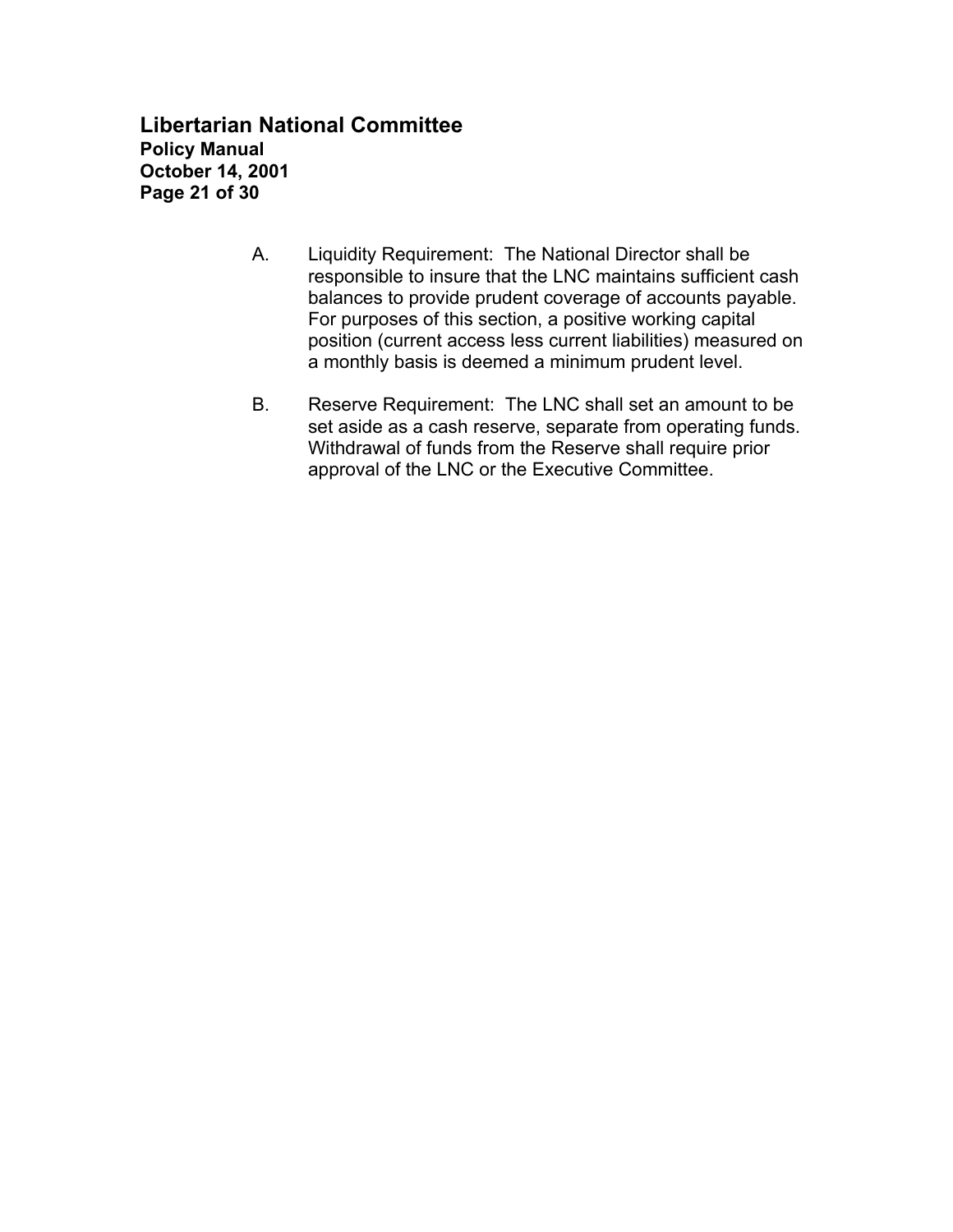A. Liquidity Requirement: The National Director shall be responsible to insure that the LNC maintains sufficient cash balances to provide prudent coverage of accounts payable. For purposes of this section, a positive working capital position (current access less current liabilities) measured on a monthly basis is deemed a minimum prudent level.

B. Reserve Requirement: The LNC shall set an amount to be set aside as a cash reserve, separate from operating funds. Withdrawal of funds from the Reserve shall require prior approval of the LNC or the Executive Committee.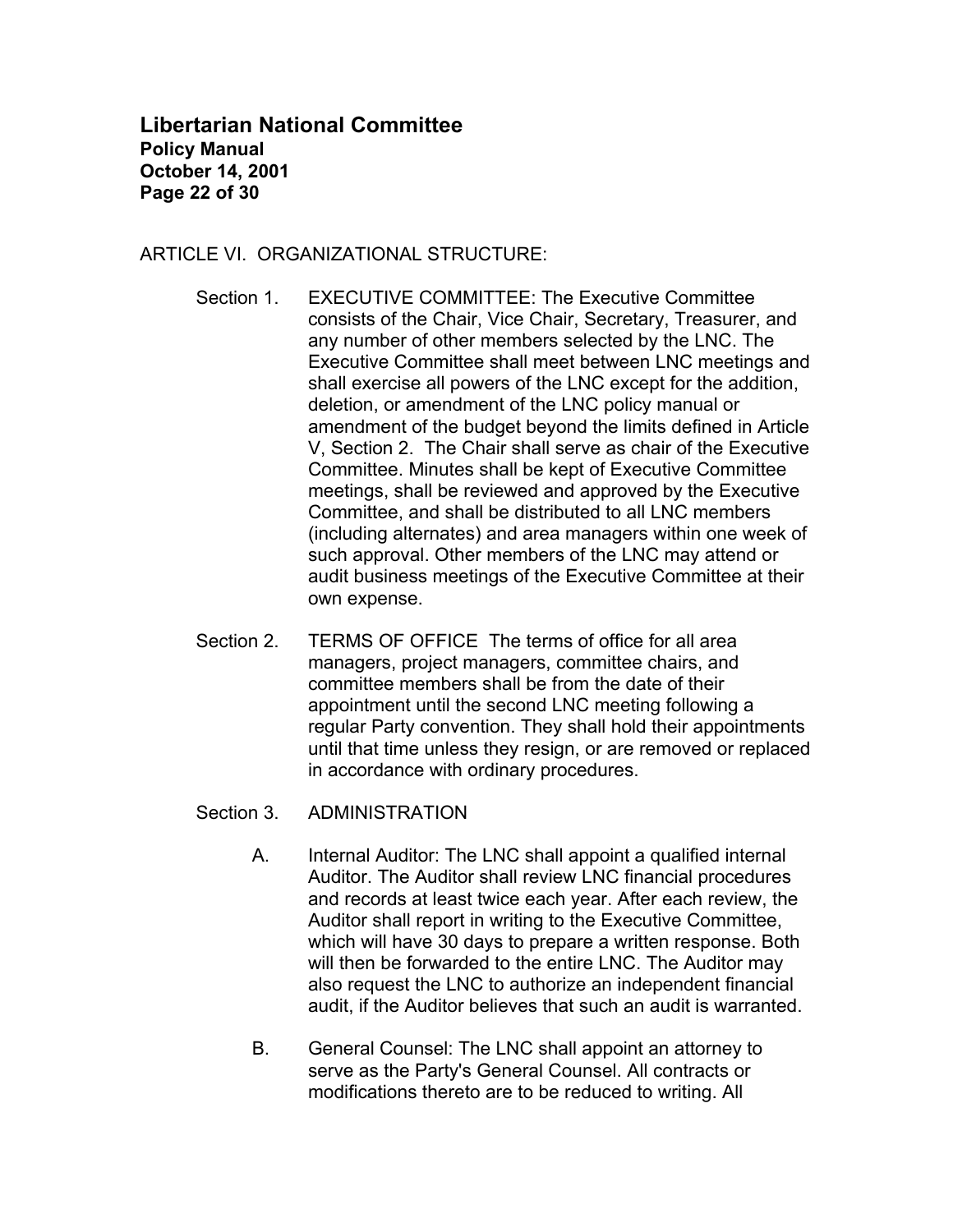ARTICLE VI. ORGANIZATIONAL STRUCTURE:

Section 1. EXECUTIVE COMMITTEE: The Executive Committee consists of the Chair, Vice Chair, Secretary, Treasurer, and any number of other members selected by the LNC. The Executive Committee shall meet between LNC meetings and shall exercise all powers of the LNC except for the addition, deletion, or amendment of the LNC policy manual or amendment of the budget beyond the limits defined in Article V, Section 2. The Chair shall serve as chair of the Executive Committee. Minutes shall be kept of Executive Committee meetings, shall be reviewed and approved by the Executive Committee, and shall be distributed to all LNC members (including alternates) and area managers within one week of such approval. Other members of the LNC may attend or audit business meetings of the Executive Committee at their own expense.

Section 2. TERMS OF OFFICE The terms of office for all area managers, project managers, committee chairs, and committee members shall be from the date of their appointment until the second LNC meeting following a regular Party convention. They shall hold their appointments until that time unless they resign, or are removed or replaced in accordance with ordinary procedures.

Section 3. ADMINISTRATION

A. Internal Auditor: The LNC shall appoint a qualified internal Auditor. The Auditor shall review LNC financial procedures and records at least twice each year. After each review, the Auditor shall report in writing to the Executive Committee, which will have 30 days to prepare a written response. Both will then be forwarded to the entire LNC. The Auditor may also request the LNC to authorize an independent financial audit, if the Auditor believes that such an audit is warranted.

B. General Counsel: The LNC shall appoint an attorney to serve as the Party's General Counsel. All contracts or modifications thereto are to be reduced to writing. All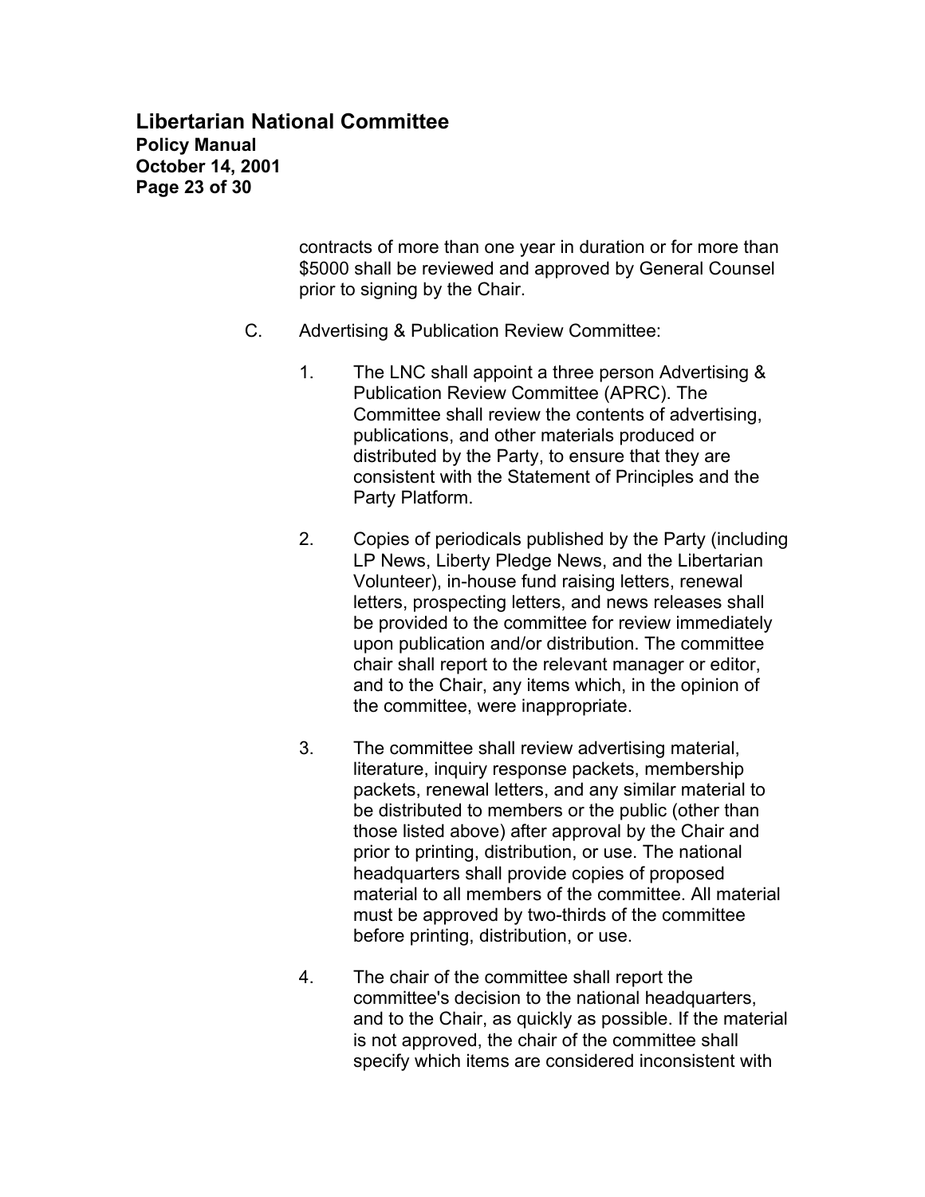contracts of more than one year in duration or for more than $5000 shall be reviewed and approved by General Counsel prior to signing by the Chair.

C. Advertising & Publication Review Committee:

1. The LNC shall appoint a three person Advertising & Publication Review Committee (APRC). The Committee shall review the contents of advertising, publications, and other materials produced or distributed by the Party, to ensure that they are consistent with the Statement of Principles and the Party Platform.

2. Copies of periodicals published by the Party (including LP News, Liberty Pledge News, and the Libertarian Volunteer), in-house fund raising letters, renewal letters, prospecting letters, and news releases shall be provided to the committee for review immediately upon publication and/or distribution. The committee chair shall report to the relevant manager or editor, and to the Chair, any items which, in the opinion of the committee, were inappropriate.

3. The committee shall review advertising material, literature, inquiry response packets, membership packets, renewal letters, and any similar material to be distributed to members or the public (other than those listed above) after approval by the Chair and prior to printing, distribution, or use. The national headquarters shall provide copies of proposed material to all members of the committee. All material must be approved by two-thirds of the committee before printing, distribution, or use.

4. The chair of the committee shall report the committee's decision to the national headquarters, and to the Chair, as quickly as possible. If the material is not approved, the chair of the committee shall specify which items are considered inconsistent with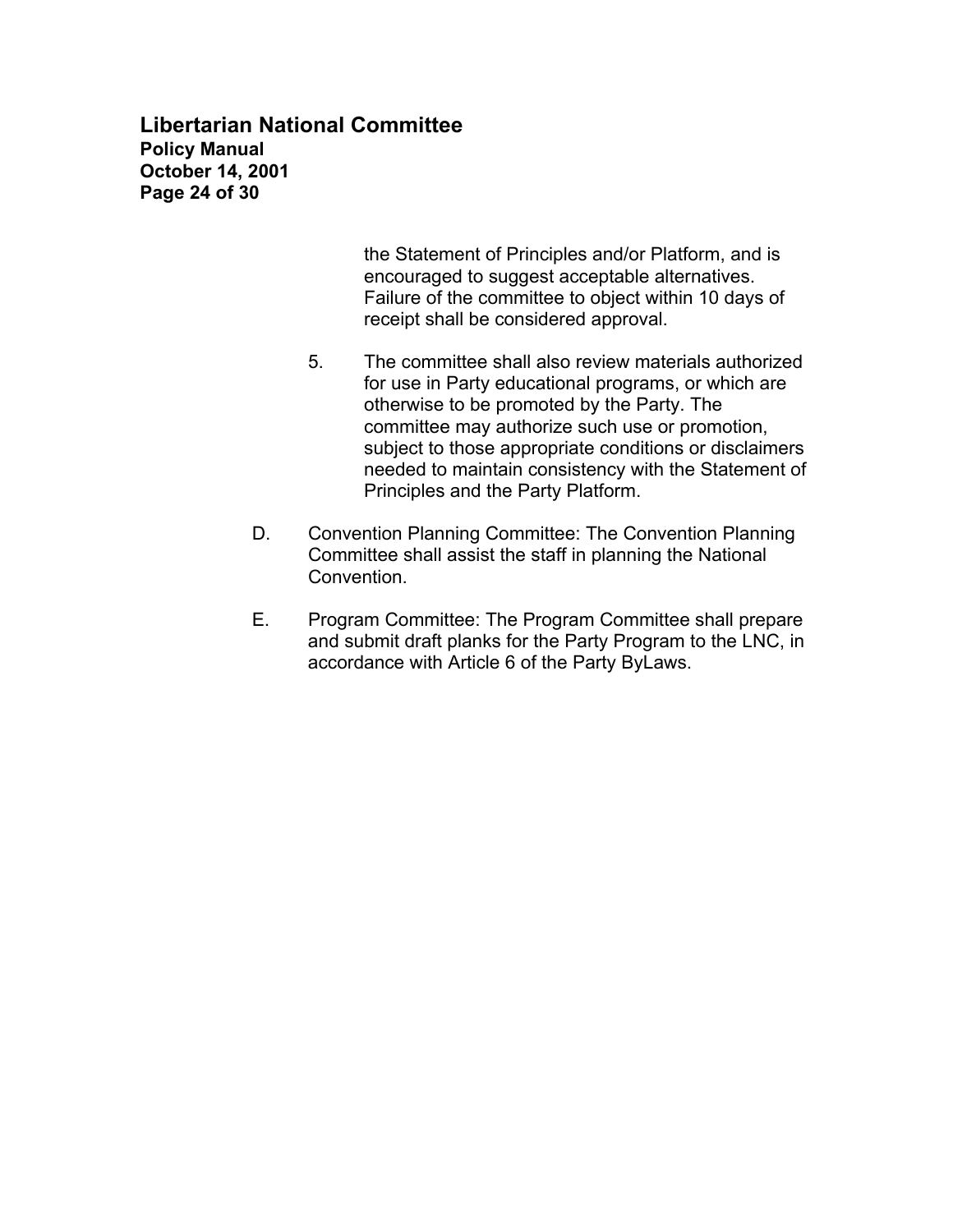the Statement of Principles and/or Platform, and is encouraged to suggest acceptable alternatives. Failure of the committee to object within 10 days of receipt shall be considered approval.

5. The committee shall also review materials authorized for use in Party educational programs, or which are otherwise to be promoted by the Party. The committee may authorize such use or promotion, subject to those appropriate conditions or disclaimers needed to maintain consistency with the Statement of Principles and the Party Platform.

D. Convention Planning Committee: The Convention Planning Committee shall assist the staff in planning the National Convention.

E. Program Committee: The Program Committee shall prepare and submit draft planks for the Party Program to the LNC, in accordance with Article 6 of the Party ByLaws.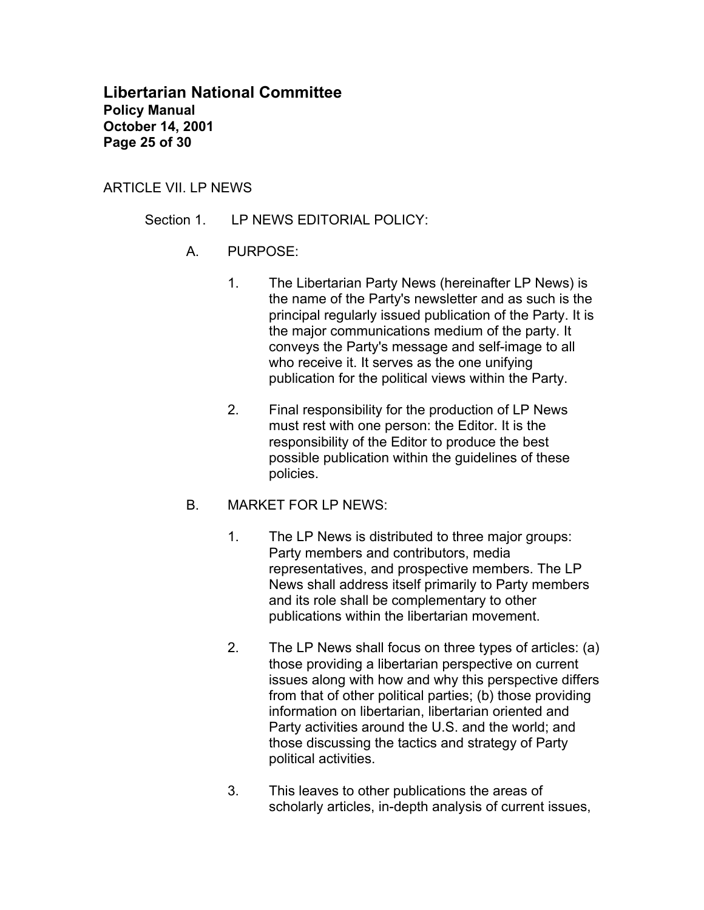ARTICLE VII. LP NEWS

Section 1. LP NEWS EDITORIAL POLICY:

A. PURPOSE:

1. The Libertarian Party News (hereinafter LP News) is the name of the Party's newsletter and as such is the principal regularly issued publication of the Party. It is the major communications medium of the party. It conveys the Party's message and self-image to all who receive it. It serves as the one unifying publication for the political views within the Party.

2. Final responsibility for the production of LP News must rest with one person: the Editor. It is the responsibility of the Editor to produce the best possible publication within the guidelines of these policies.

B. MARKET FOR LP NEWS:

1. The LP News is distributed to three major groups: Party members and contributors, media representatives, and prospective members. The LP News shall address itself primarily to Party members and its role shall be complementary to other publications within the libertarian movement.

2. The LP News shall focus on three types of articles: (a) those providing a libertarian perspective on current issues along with how and why this perspective differs from that of other political parties; (b) those providing information on libertarian, libertarian oriented and Party activities around the U.S. and the world; and those discussing the tactics and strategy of Party political activities.

3. This leaves to other publications the areas of scholarly articles, in-depth analysis of current issues,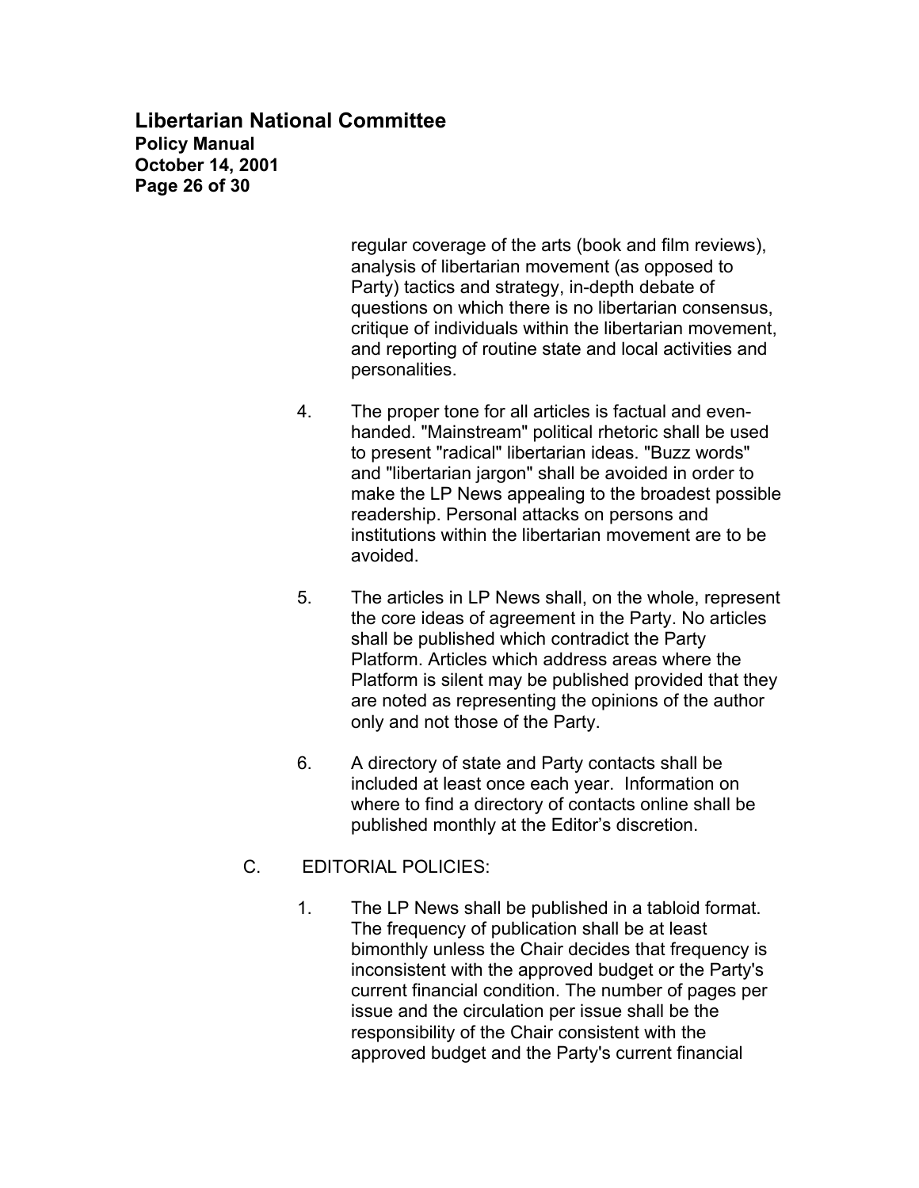regular coverage of the arts (book and film reviews), analysis of libertarian movement (as opposed to Party) tactics and strategy, in-depth debate of questions on which there is no libertarian consensus, critique of individuals within the libertarian movement, and reporting of routine state and local activities and personalities.

4. The proper tone for all articles is factual and even-handed. "Mainstream" political rhetoric shall be used to present "radical" libertarian ideas. "Buzz words" and "libertarian jargon" shall be avoided in order to make the LP News appealing to the broadest possible readership. Personal attacks on persons and institutions within the libertarian movement are to be avoided.

5. The articles in LP News shall, on the whole, represent the core ideas of agreement in the Party. No articles shall be published which contradict the Party Platform. Articles which address areas where the Platform is silent may be published provided that they are noted as representing the opinions of the author only and not those of the Party.

6. A directory of state and Party contacts shall be included at least once each year. Information on where to find a directory of contacts online shall be published monthly at the Editor's discretion.

C. EDITORIAL POLICIES:

1. The LP News shall be published in a tabloid format. The frequency of publication shall be at least bimonthly unless the Chair decides that frequency is inconsistent with the approved budget or the Party's current financial condition. The number of pages per issue and the circulation per issue shall be the responsibility of the Chair consistent with the approved budget and the Party's current financial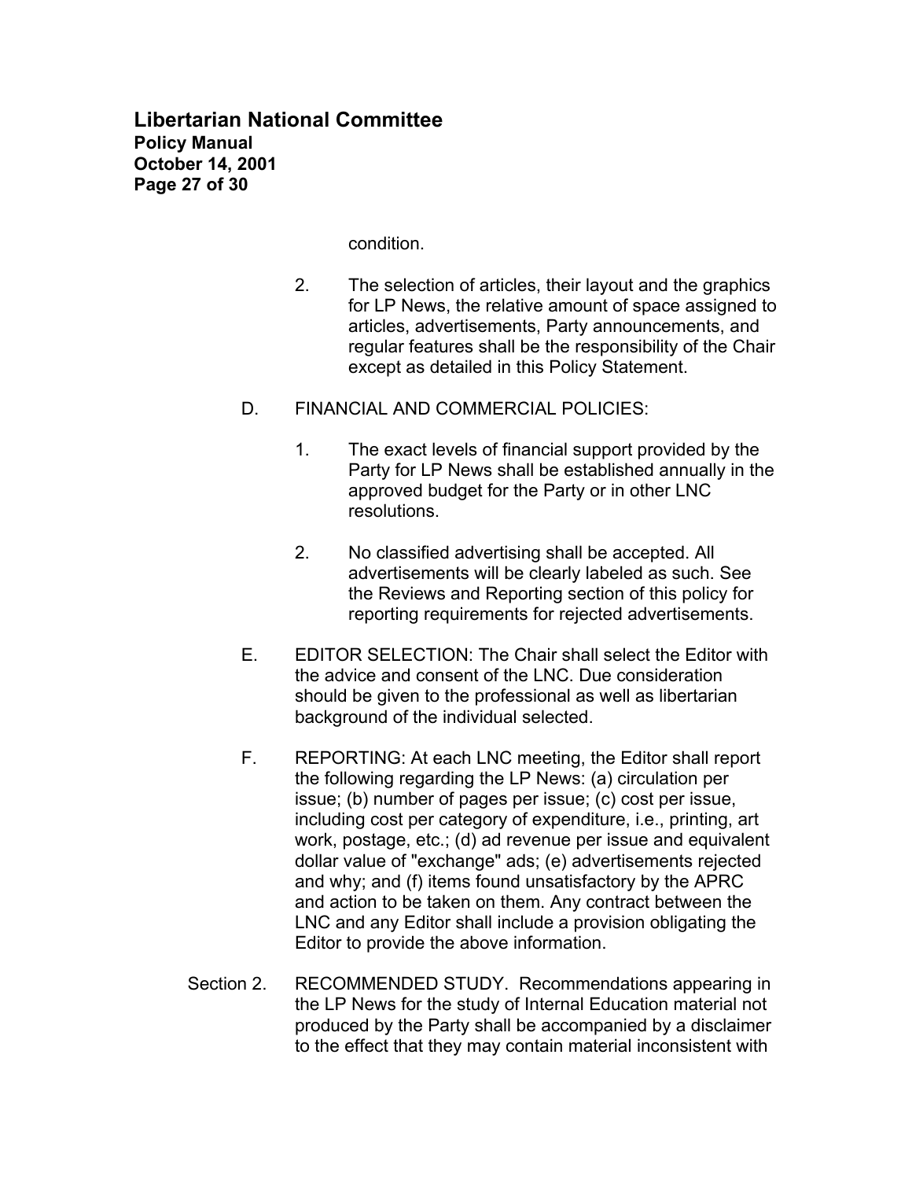condition.

2. The selection of articles, their layout and the graphics for LP News, the relative amount of space assigned to articles, advertisements, Party announcements, and regular features shall be the responsibility of the Chair except as detailed in this Policy Statement.

D. FINANCIAL AND COMMERCIAL POLICIES:

1. The exact levels of financial support provided by the Party for LP News shall be established annually in the approved budget for the Party or in other LNC resolutions.

2. No classified advertising shall be accepted. All advertisements will be clearly labeled as such. See the Reviews and Reporting section of this policy for reporting requirements for rejected advertisements.

E. EDITOR SELECTION: The Chair shall select the Editor with the advice and consent of the LNC. Due consideration should be given to the professional as well as libertarian background of the individual selected.

F. REPORTING: At each LNC meeting, the Editor shall report the following regarding the LP News: (a) circulation per issue; (b) number of pages per issue; (c) cost per issue, including cost per category of expenditure, i.e., printing, art work, postage, etc.; (d) ad revenue per issue and equivalent dollar value of "exchange" ads; (e) advertisements rejected and why; and (f) items found unsatisfactory by the APRC and action to be taken on them. Any contract between the LNC and any Editor shall include a provision obligating the Editor to provide the above information.

Section 2. RECOMMENDED STUDY. Recommendations appearing in the LP News for the study of Internal Education material not produced by the Party shall be accompanied by a disclaimer to the effect that they may contain material inconsistent with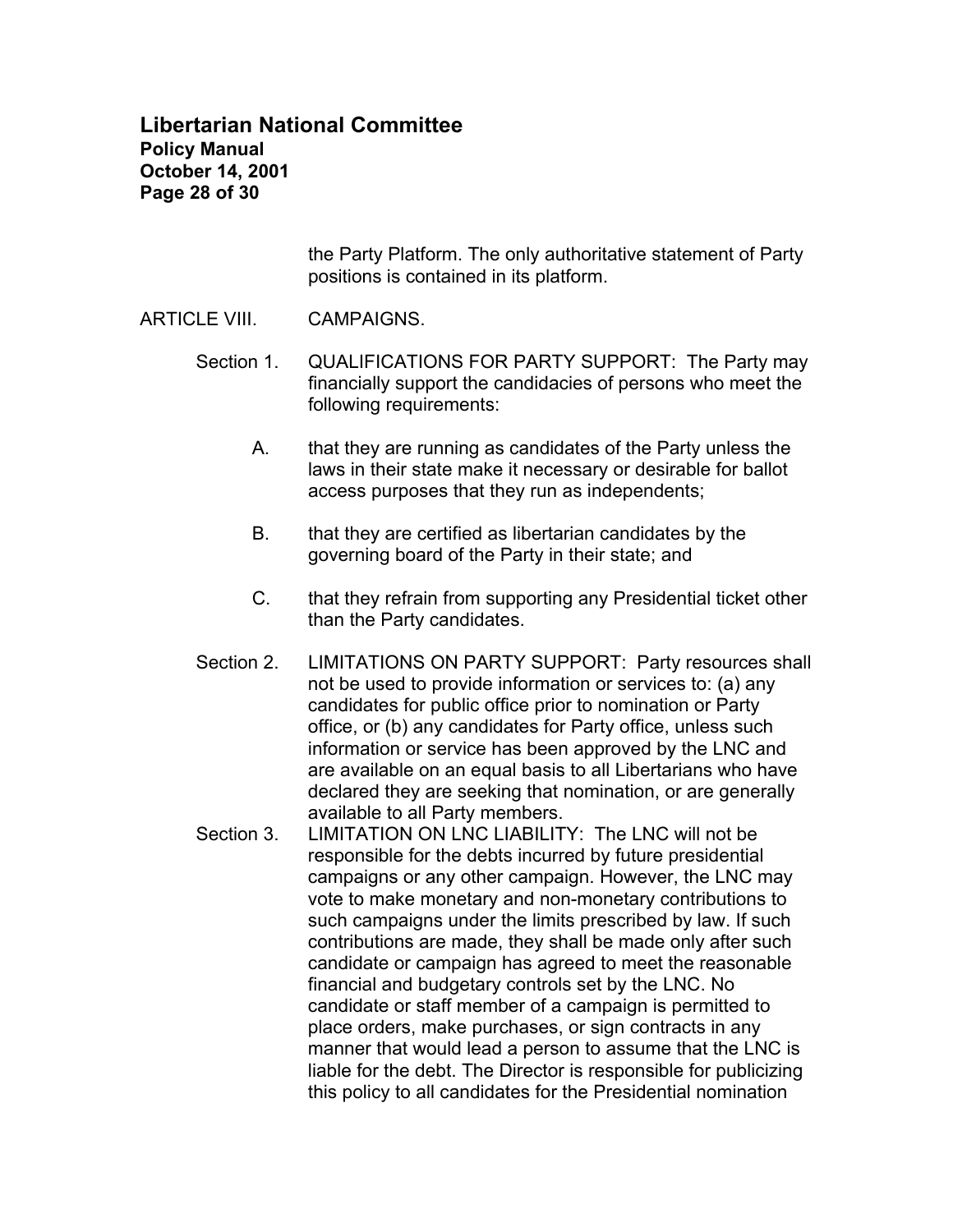the Party Platform. The only authoritative statement of Party positions is contained in its platform.

## ARTICLE VIII. CAMPAIGNS.

Section 1. QUALIFICATIONS FOR PARTY SUPPORT: The Party may financially support the candidacies of persons who meet the following requirements:

A. that they are running as candidates of the Party unless the laws in their state make it necessary or desirable for ballot access purposes that they run as independents;

B. that they are certified as libertarian candidates by the governing board of the Party in their state; and

C. that they refrain from supporting any Presidential ticket other than the Party candidates.

Section 2. LIMITATIONS ON PARTY SUPPORT: Party resources shall not be used to provide information or services to: (a) any candidates for public office prior to nomination or Party office, or (b) any candidates for Party office, unless such information or service has been approved by the LNC and are available on an equal basis to all Libertarians who have declared they are seeking that nomination, or are generally available to all Party members.

Section 3. LIMITATION ON LNC LIABILITY: The LNC will not be responsible for the debts incurred by future presidential campaigns or any other campaign. However, the LNC may vote to make monetary and non-monetary contributions to such campaigns under the limits prescribed by law. If such contributions are made, they shall be made only after such candidate or campaign has agreed to meet the reasonable financial and budgetary controls set by the LNC. No candidate or staff member of a campaign is permitted to place orders, make purchases, or sign contracts in any manner that would lead a person to assume that the LNC is liable for the debt. The Director is responsible for publicizing this policy to all candidates for the Presidential nomination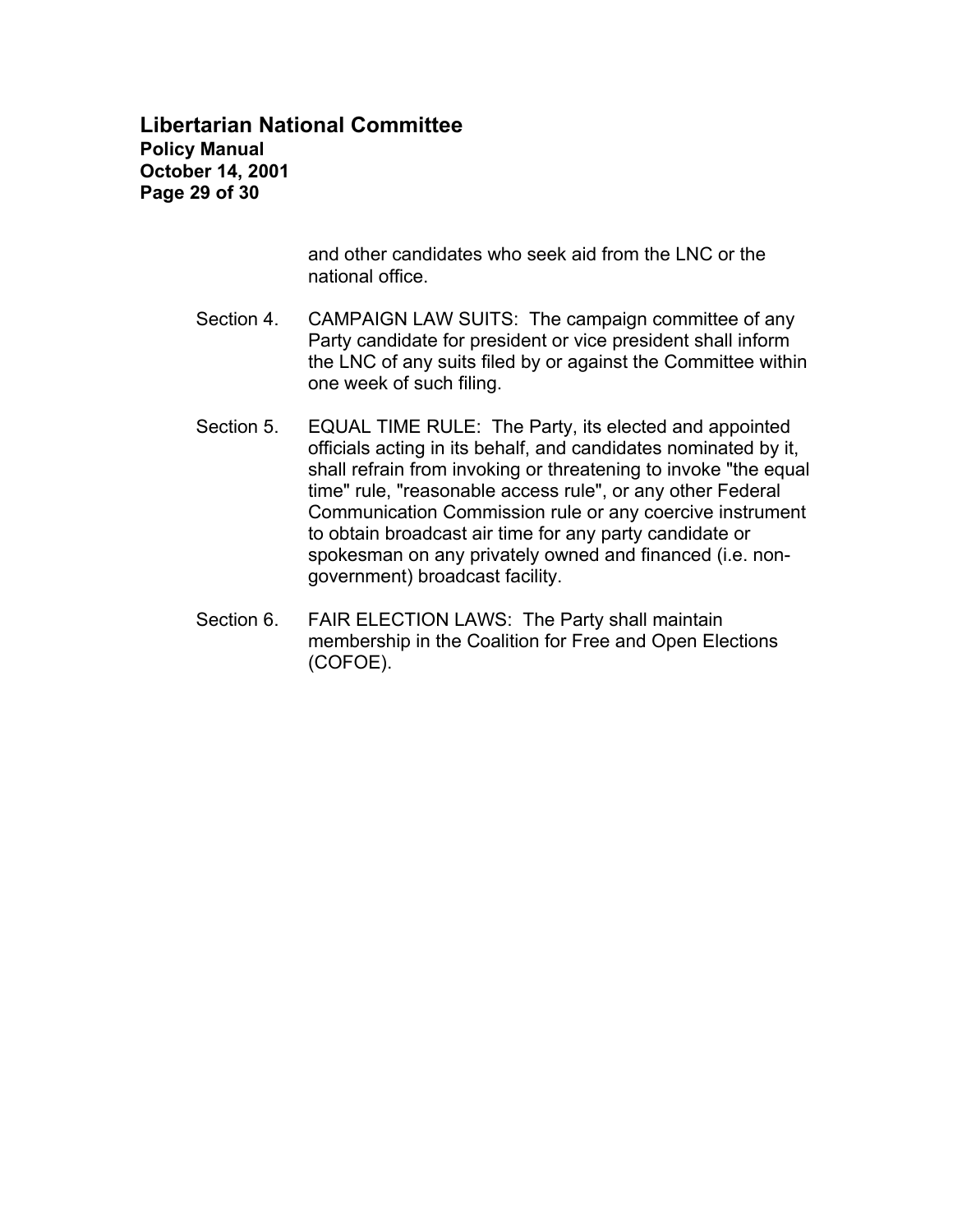and other candidates who seek aid from the LNC or the national office.

Section 4. CAMPAIGN LAW SUITS: The campaign committee of any Party candidate for president or vice president shall inform the LNC of any suits filed by or against the Committee within one week of such filing.

Section 5. EQUAL TIME RULE: The Party, its elected and appointed officials acting in its behalf, and candidates nominated by it, shall refrain from invoking or threatening to invoke "the equal time" rule, "reasonable access rule", or any other Federal Communication Commission rule or any coercive instrument to obtain broadcast air time for any party candidate or spokesman on any privately owned and financed (i.e. non-government) broadcast facility.

Section 6. FAIR ELECTION LAWS: The Party shall maintain membership in the Coalition for Free and Open Elections (COFOE).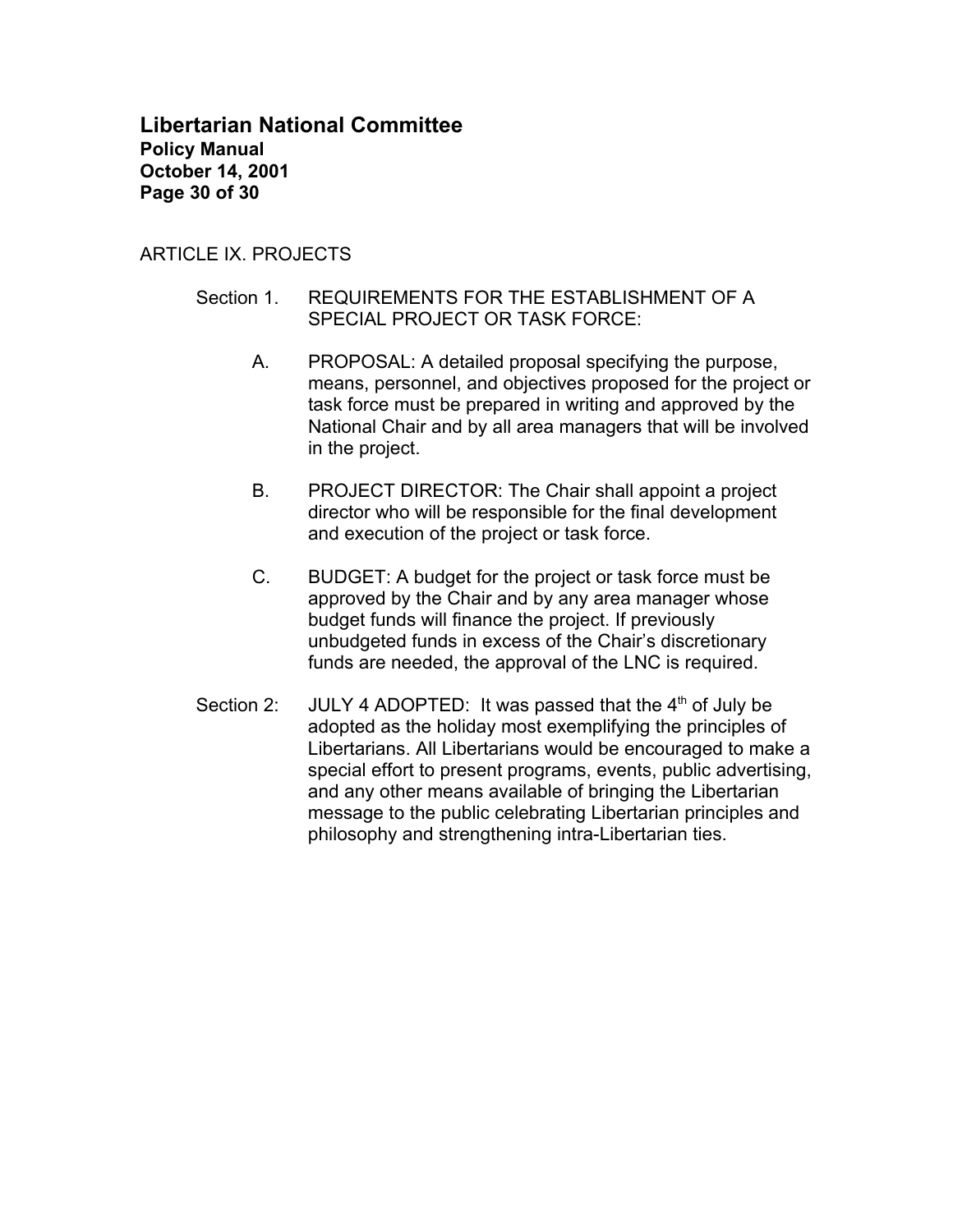ARTICLE IX. PROJECTS

Section 1. REQUIREMENTS FOR THE ESTABLISHMENT OF A SPECIAL PROJECT OR TASK FORCE:

A. PROPOSAL: A detailed proposal specifying the purpose, means, personnel, and objectives proposed for the project or task force must be prepared in writing and approved by the National Chair and by all area managers that will be involved in the project.

B. PROJECT DIRECTOR: The Chair shall appoint a project director who will be responsible for the final development and execution of the project or task force.

C. BUDGET: A budget for the project or task force must be approved by the Chair and by any area manager whose budget funds will finance the project. If previously unbudgeted funds in excess of the Chair's discretionary funds are needed, the approval of the LNC is required.

Section 2: JULY 4 ADOPTED: It was passed that the 4th of July be adopted as the holiday most exemplifying the principles of Libertarians. All Libertarians would be encouraged to make a special effort to present programs, events, public advertising, and any other means available of bringing the Libertarian message to the public celebrating Libertarian principles and philosophy and strengthening intra-Libertarian ties.